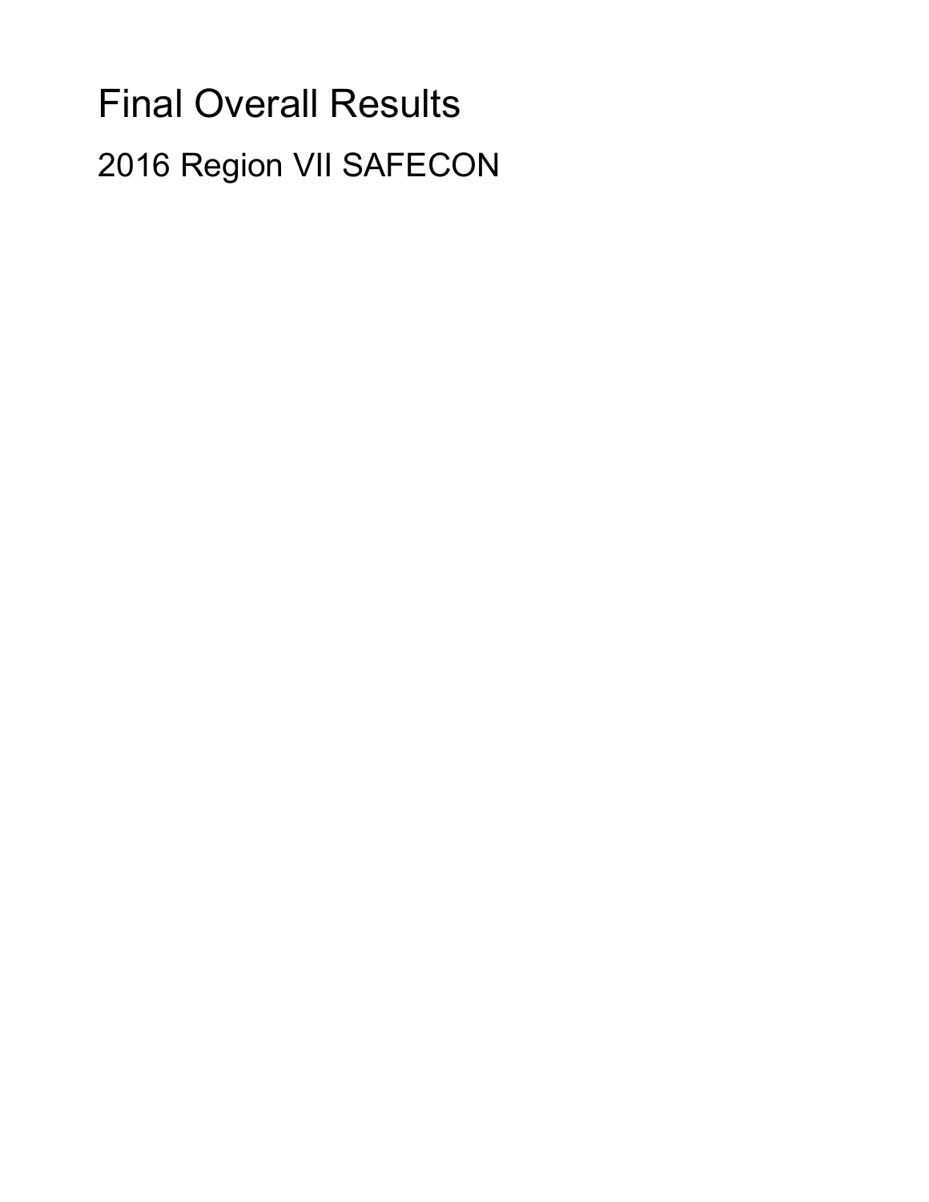# Final Overall Results

## 2016 Region VII SAFECON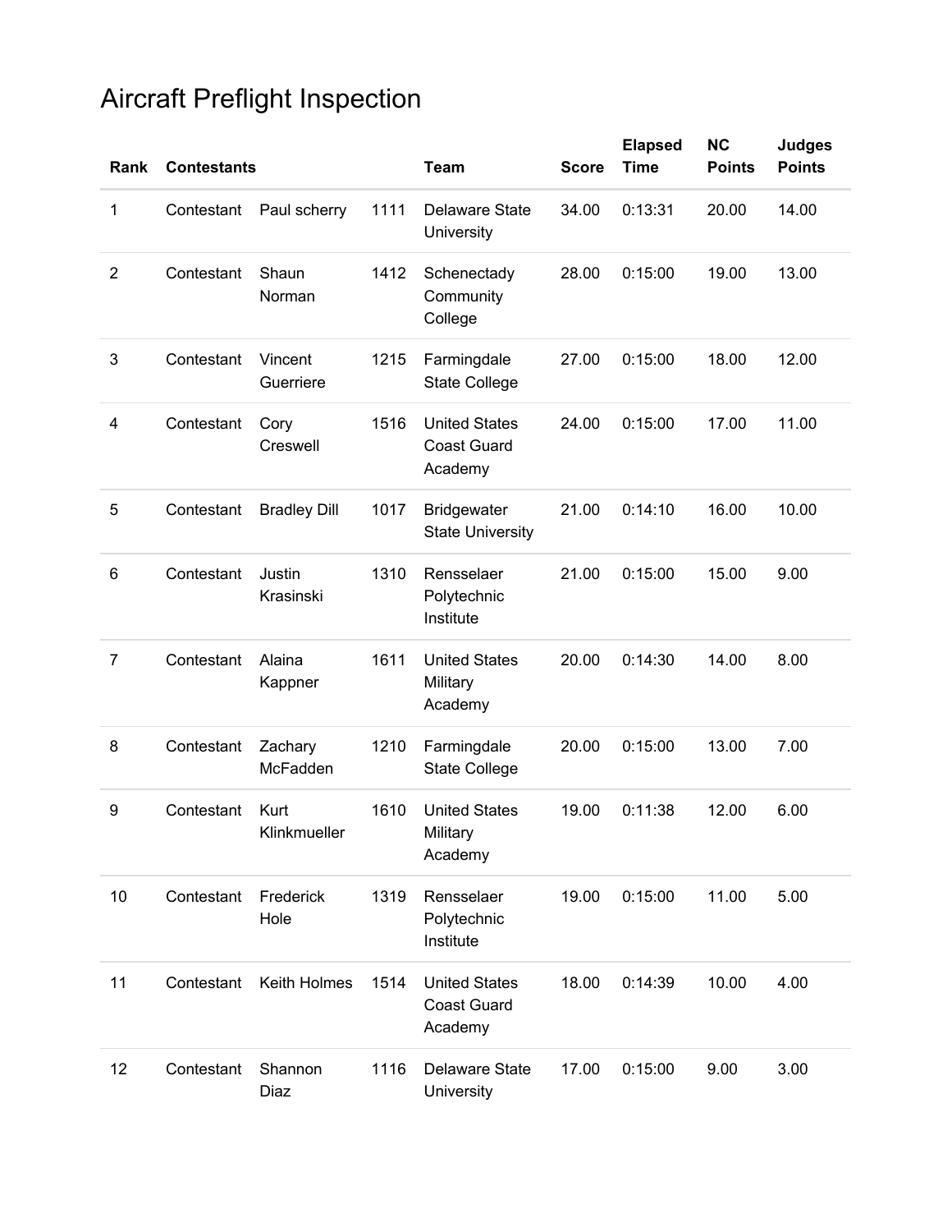# Aircraft Preflight Inspection

| Rank | Contestants | | | Team | Score | Elapsed Time | NC Points | Judges Points |
|---|---|---|---|---|---|---|---|---|
| 1 | Contestant | Paul scherry | 1111 | Delaware State University | 34.00 | 0:13:31 | 20.00 | 14.00 |
| 2 | Contestant | Shaun Norman | 1412 | Schenectady Community College | 28.00 | 0:15:00 | 19.00 | 13.00 |
| 3 | Contestant | Vincent Guerriere | 1215 | Farmingdale State College | 27.00 | 0:15:00 | 18.00 | 12.00 |
| 4 | Contestant | Cory Creswell | 1516 | United States Coast Guard Academy | 24.00 | 0:15:00 | 17.00 | 11.00 |
| 5 | Contestant | Bradley Dill | 1017 | Bridgewater State University | 21.00 | 0:14:10 | 16.00 | 10.00 |
| 6 | Contestant | Justin Krasinski | 1310 | Rensselaer Polytechnic Institute | 21.00 | 0:15:00 | 15.00 | 9.00 |
| 7 | Contestant | Alaina Kappner | 1611 | United States Military Academy | 20.00 | 0:14:30 | 14.00 | 8.00 |
| 8 | Contestant | Zachary McFadden | 1210 | Farmingdale State College | 20.00 | 0:15:00 | 13.00 | 7.00 |
| 9 | Contestant | Kurt Klinkmueller | 1610 | United States Military Academy | 19.00 | 0:11:38 | 12.00 | 6.00 |
| 10 | Contestant | Frederick Hole | 1319 | Rensselaer Polytechnic Institute | 19.00 | 0:15:00 | 11.00 | 5.00 |
| 11 | Contestant | Keith Holmes | 1514 | United States Coast Guard Academy | 18.00 | 0:14:39 | 10.00 | 4.00 |
| 12 | Contestant | Shannon Diaz | 1116 | Delaware State University | 17.00 | 0:15:00 | 9.00 | 3.00 |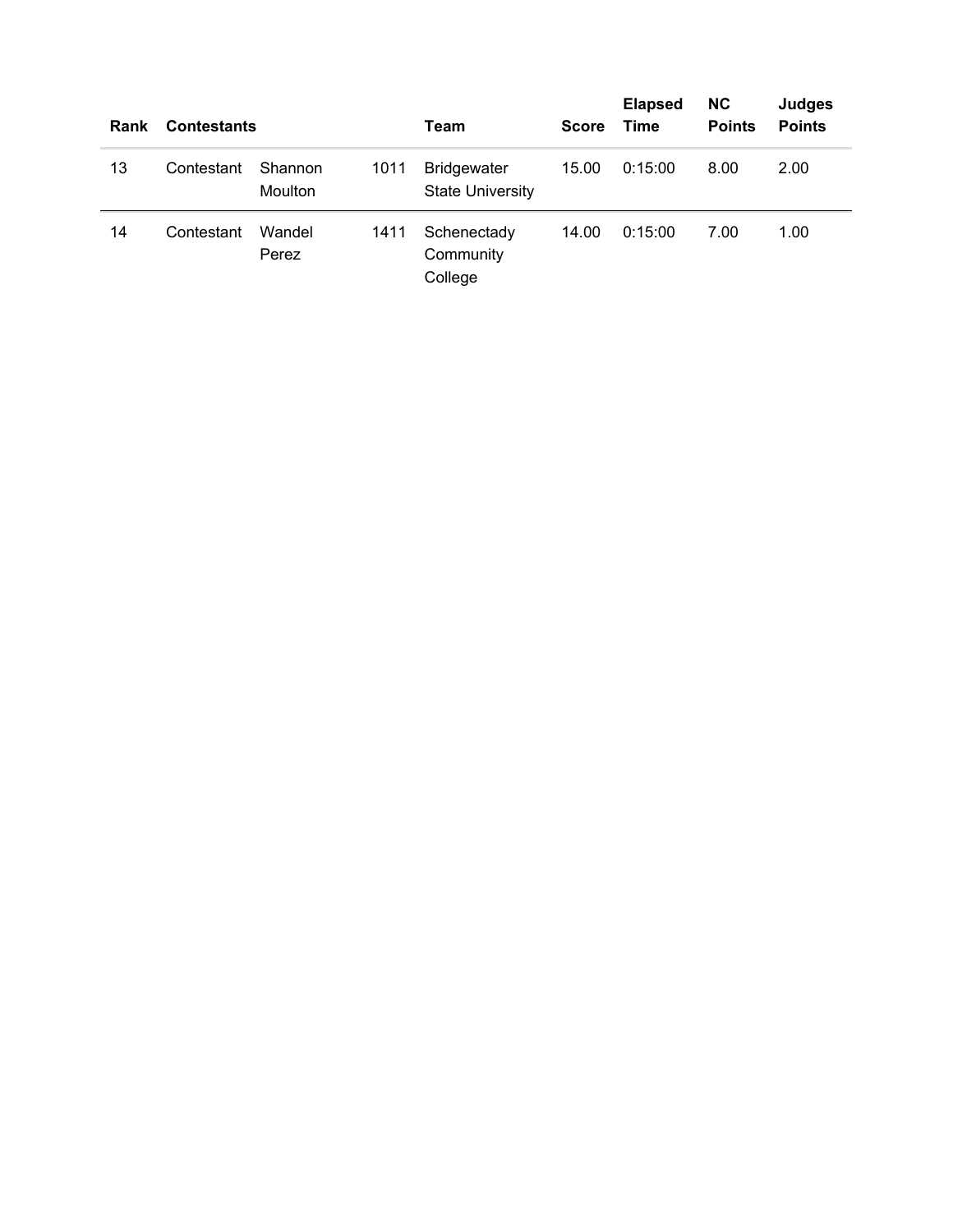| Rank | Contestants | | | Team | Score | Elapsed Time | NC Points | Judges Points |
|---|---|---|---|---|---|---|---|---|
| 13 | Contestant | Shannon Moulton | 1011 | Bridgewater State University | 15.00 | 0:15:00 | 8.00 | 2.00 |
| 14 | Contestant | Wandel Perez | 1411 | Schenectady Community College | 14.00 | 0:15:00 | 7.00 | 1.00 |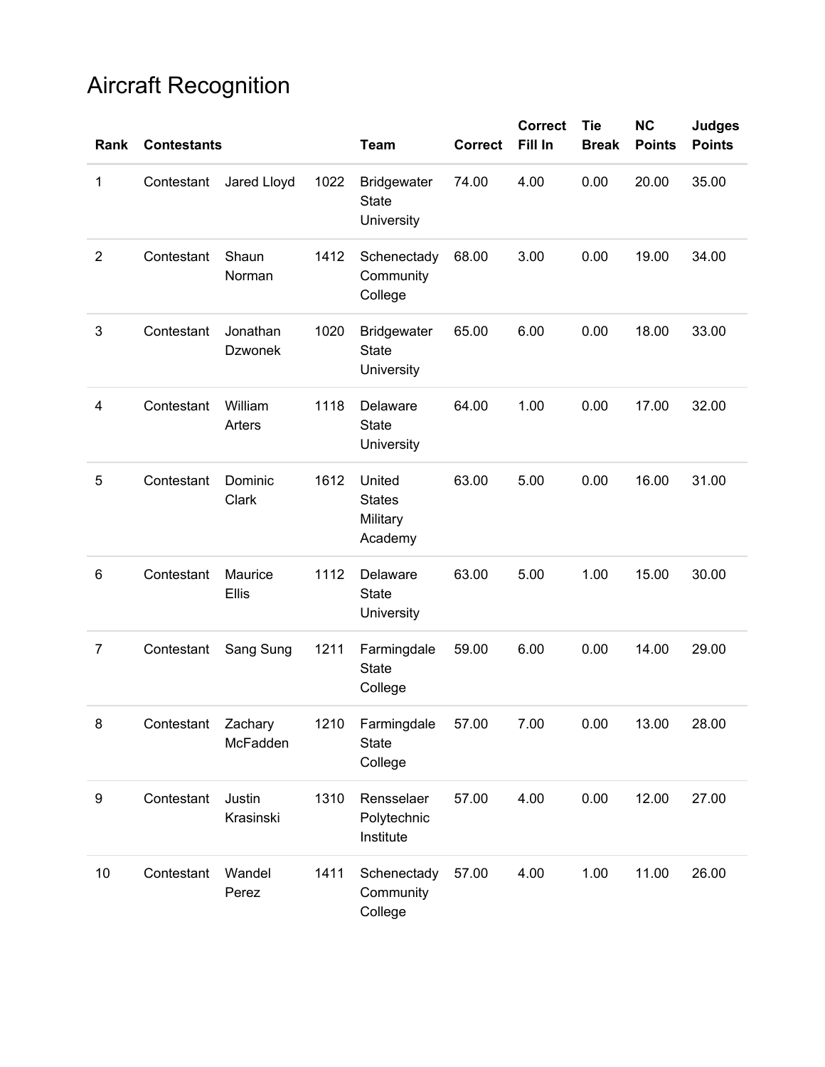# Aircraft Recognition

| Rank | Contestants | | | Team | Correct | Correct Fill In | Tie Break | NC Points | Judges Points |
|---|---|---|---|---|---|---|---|---|---|
| 1 | Contestant | Jared Lloyd | 1022 | Bridgewater State University | 74.00 | 4.00 | 0.00 | 20.00 | 35.00 |
| 2 | Contestant | Shaun Norman | 1412 | Schenectady Community College | 68.00 | 3.00 | 0.00 | 19.00 | 34.00 |
| 3 | Contestant | Jonathan Dzwonek | 1020 | Bridgewater State University | 65.00 | 6.00 | 0.00 | 18.00 | 33.00 |
| 4 | Contestant | William Arters | 1118 | Delaware State University | 64.00 | 1.00 | 0.00 | 17.00 | 32.00 |
| 5 | Contestant | Dominic Clark | 1612 | United States Military Academy | 63.00 | 5.00 | 0.00 | 16.00 | 31.00 |
| 6 | Contestant | Maurice Ellis | 1112 | Delaware State University | 63.00 | 5.00 | 1.00 | 15.00 | 30.00 |
| 7 | Contestant | Sang Sung | 1211 | Farmingdale State College | 59.00 | 6.00 | 0.00 | 14.00 | 29.00 |
| 8 | Contestant | Zachary McFadden | 1210 | Farmingdale State College | 57.00 | 7.00 | 0.00 | 13.00 | 28.00 |
| 9 | Contestant | Justin Krasinski | 1310 | Rensselaer Polytechnic Institute | 57.00 | 4.00 | 0.00 | 12.00 | 27.00 |
| 10 | Contestant | Wandel Perez | 1411 | Schenectady Community College | 57.00 | 4.00 | 1.00 | 11.00 | 26.00 |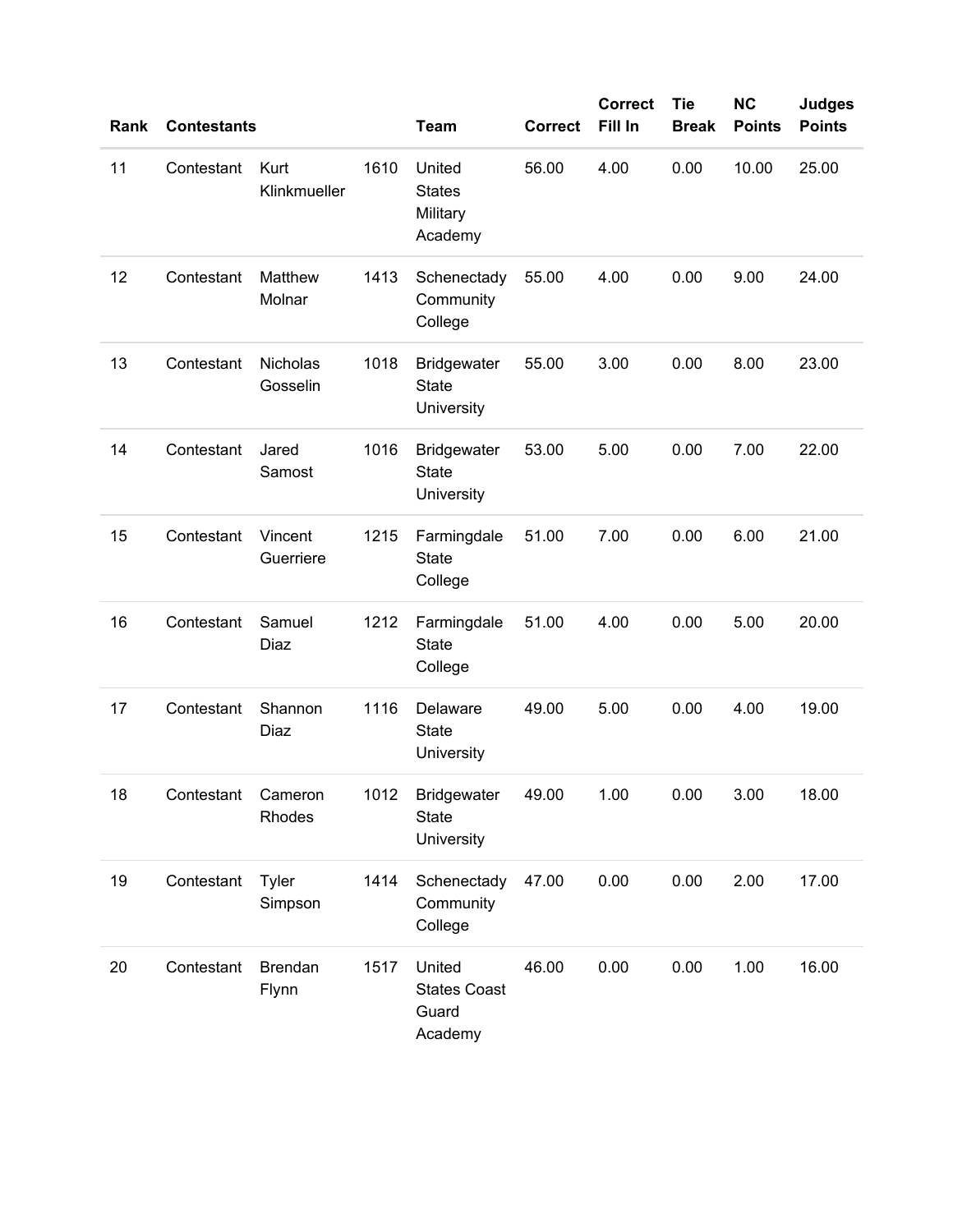| Rank | Contestants | | | Team | Correct | Correct Fill In | Tie Break | NC Points | Judges Points |
|---|---|---|---|---|---|---|---|---|---|
| 11 | Contestant | Kurt Klinkmueller | 1610 | United States Military Academy | 56.00 | 4.00 | 0.00 | 10.00 | 25.00 |
| 12 | Contestant | Matthew Molnar | 1413 | Schenectady Community College | 55.00 | 4.00 | 0.00 | 9.00 | 24.00 |
| 13 | Contestant | Nicholas Gosselin | 1018 | Bridgewater State University | 55.00 | 3.00 | 0.00 | 8.00 | 23.00 |
| 14 | Contestant | Jared Samost | 1016 | Bridgewater State University | 53.00 | 5.00 | 0.00 | 7.00 | 22.00 |
| 15 | Contestant | Vincent Guerriere | 1215 | Farmingdale State College | 51.00 | 7.00 | 0.00 | 6.00 | 21.00 |
| 16 | Contestant | Samuel Diaz | 1212 | Farmingdale State College | 51.00 | 4.00 | 0.00 | 5.00 | 20.00 |
| 17 | Contestant | Shannon Diaz | 1116 | Delaware State University | 49.00 | 5.00 | 0.00 | 4.00 | 19.00 |
| 18 | Contestant | Cameron Rhodes | 1012 | Bridgewater State University | 49.00 | 1.00 | 0.00 | 3.00 | 18.00 |
| 19 | Contestant | Tyler Simpson | 1414 | Schenectady Community College | 47.00 | 0.00 | 0.00 | 2.00 | 17.00 |
| 20 | Contestant | Brendan Flynn | 1517 | United States Coast Guard Academy | 46.00 | 0.00 | 0.00 | 1.00 | 16.00 |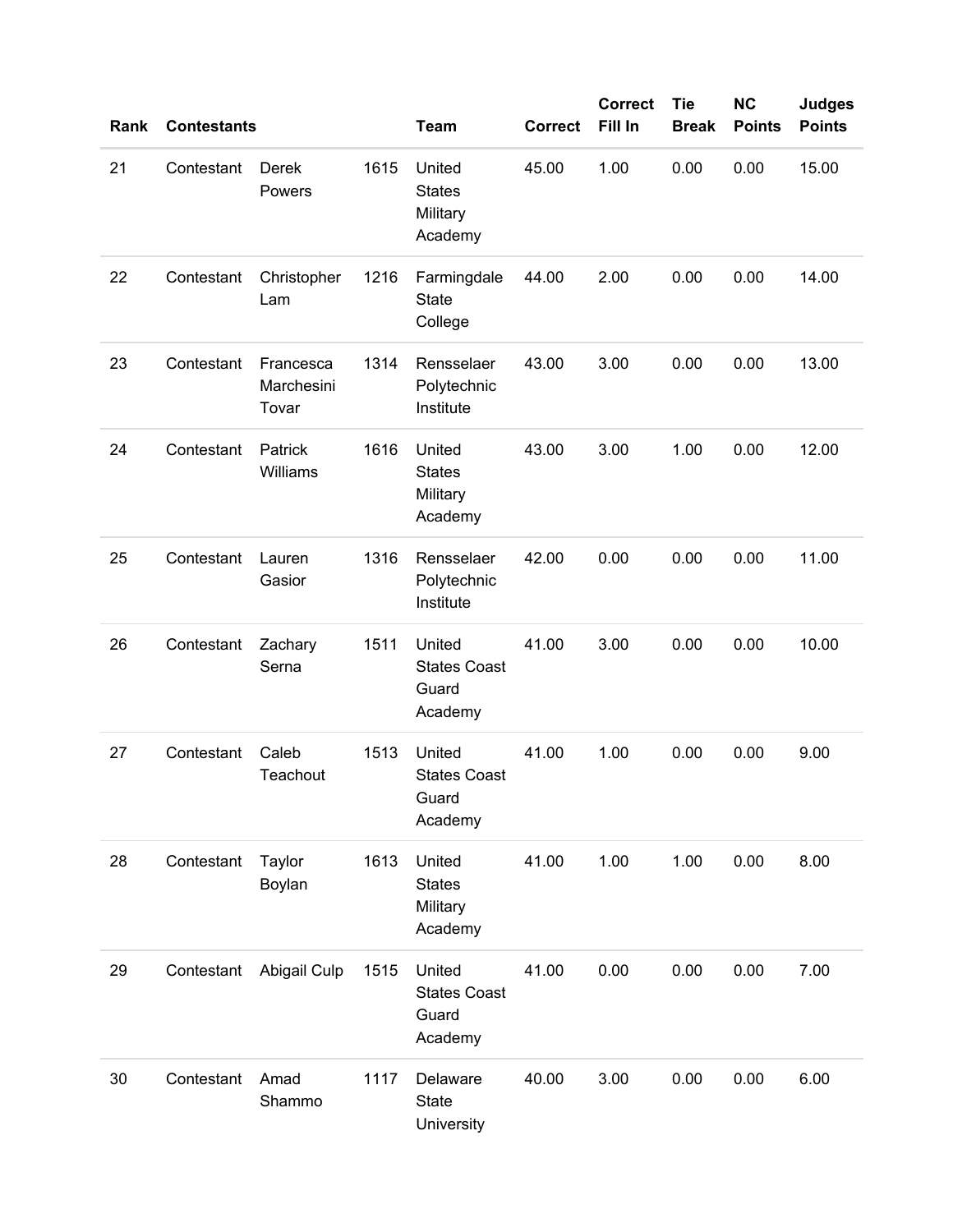| Rank | Contestants | | | Team | Correct | Correct Fill In | Tie Break | NC Points | Judges Points |
|---|---|---|---|---|---|---|---|---|---|
| 21 | Contestant | Derek Powers | 1615 | United States Military Academy | 45.00 | 1.00 | 0.00 | 0.00 | 15.00 |
| 22 | Contestant | Christopher Lam | 1216 | Farmingdale State College | 44.00 | 2.00 | 0.00 | 0.00 | 14.00 |
| 23 | Contestant | Francesca Marchesini Tovar | 1314 | Rensselaer Polytechnic Institute | 43.00 | 3.00 | 0.00 | 0.00 | 13.00 |
| 24 | Contestant | Patrick Williams | 1616 | United States Military Academy | 43.00 | 3.00 | 1.00 | 0.00 | 12.00 |
| 25 | Contestant | Lauren Gasior | 1316 | Rensselaer Polytechnic Institute | 42.00 | 0.00 | 0.00 | 0.00 | 11.00 |
| 26 | Contestant | Zachary Serna | 1511 | United States Coast Guard Academy | 41.00 | 3.00 | 0.00 | 0.00 | 10.00 |
| 27 | Contestant | Caleb Teachout | 1513 | United States Coast Guard Academy | 41.00 | 1.00 | 0.00 | 0.00 | 9.00 |
| 28 | Contestant | Taylor Boylan | 1613 | United States Military Academy | 41.00 | 1.00 | 1.00 | 0.00 | 8.00 |
| 29 | Contestant | Abigail Culp | 1515 | United States Coast Guard Academy | 41.00 | 0.00 | 0.00 | 0.00 | 7.00 |
| 30 | Contestant | Amad Shammo | 1117 | Delaware State University | 40.00 | 3.00 | 0.00 | 0.00 | 6.00 |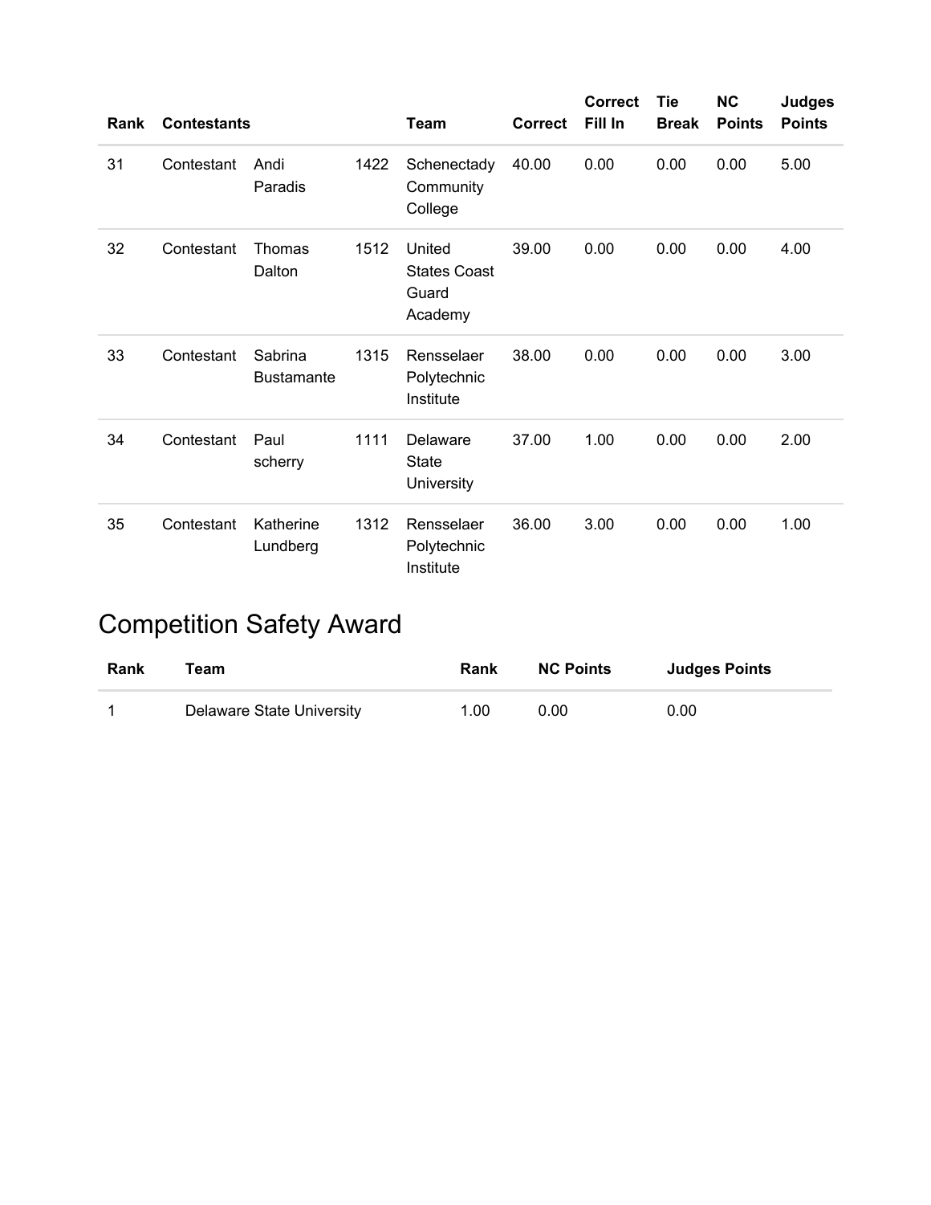| Rank | Contestants | | | Team | Correct | Correct Fill In | Tie Break | NC Points | Judges Points |
|---|---|---|---|---|---|---|---|---|---|
| 31 | Contestant | Andi Paradis | 1422 | Schenectady Community College | 40.00 | 0.00 | 0.00 | 0.00 | 5.00 |
| 32 | Contestant | Thomas Dalton | 1512 | United States Coast Guard Academy | 39.00 | 0.00 | 0.00 | 0.00 | 4.00 |
| 33 | Contestant | Sabrina Bustamante | 1315 | Rensselaer Polytechnic Institute | 38.00 | 0.00 | 0.00 | 0.00 | 3.00 |
| 34 | Contestant | Paul scherry | 1111 | Delaware State University | 37.00 | 1.00 | 0.00 | 0.00 | 2.00 |
| 35 | Contestant | Katherine Lundberg | 1312 | Rensselaer Polytechnic Institute | 36.00 | 3.00 | 0.00 | 0.00 | 1.00 |

## Competition Safety Award

| Rank | Team | Rank | NC Points | Judges Points |
|---|---|---|---|---|
| 1 | Delaware State University | 1.00 | 0.00 | 0.00 |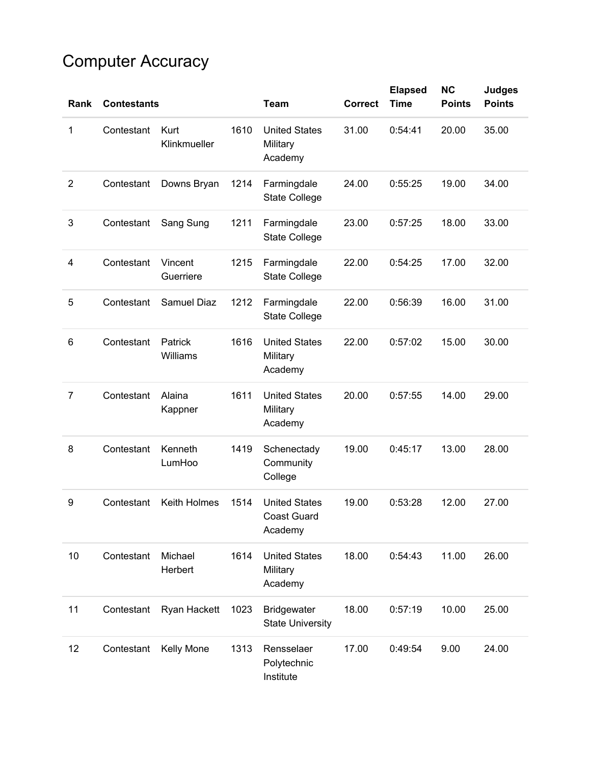# Computer Accuracy

| Rank | Contestants | | | Team | Correct | Elapsed Time | NC Points | Judges Points |
|---|---|---|---|---|---|---|---|---|
| 1 | Contestant | Kurt Klinkmueller | 1610 | United States Military Academy | 31.00 | 0:54:41 | 20.00 | 35.00 |
| 2 | Contestant | Downs Bryan | 1214 | Farmingdale State College | 24.00 | 0:55:25 | 19.00 | 34.00 |
| 3 | Contestant | Sang Sung | 1211 | Farmingdale State College | 23.00 | 0:57:25 | 18.00 | 33.00 |
| 4 | Contestant | Vincent Guerriere | 1215 | Farmingdale State College | 22.00 | 0:54:25 | 17.00 | 32.00 |
| 5 | Contestant | Samuel Diaz | 1212 | Farmingdale State College | 22.00 | 0:56:39 | 16.00 | 31.00 |
| 6 | Contestant | Patrick Williams | 1616 | United States Military Academy | 22.00 | 0:57:02 | 15.00 | 30.00 |
| 7 | Contestant | Alaina Kappner | 1611 | United States Military Academy | 20.00 | 0:57:55 | 14.00 | 29.00 |
| 8 | Contestant | Kenneth LumHoo | 1419 | Schenectady Community College | 19.00 | 0:45:17 | 13.00 | 28.00 |
| 9 | Contestant | Keith Holmes | 1514 | United States Coast Guard Academy | 19.00 | 0:53:28 | 12.00 | 27.00 |
| 10 | Contestant | Michael Herbert | 1614 | United States Military Academy | 18.00 | 0:54:43 | 11.00 | 26.00 |
| 11 | Contestant | Ryan Hackett | 1023 | Bridgewater State University | 18.00 | 0:57:19 | 10.00 | 25.00 |
| 12 | Contestant | Kelly Mone | 1313 | Rensselaer Polytechnic Institute | 17.00 | 0:49:54 | 9.00 | 24.00 |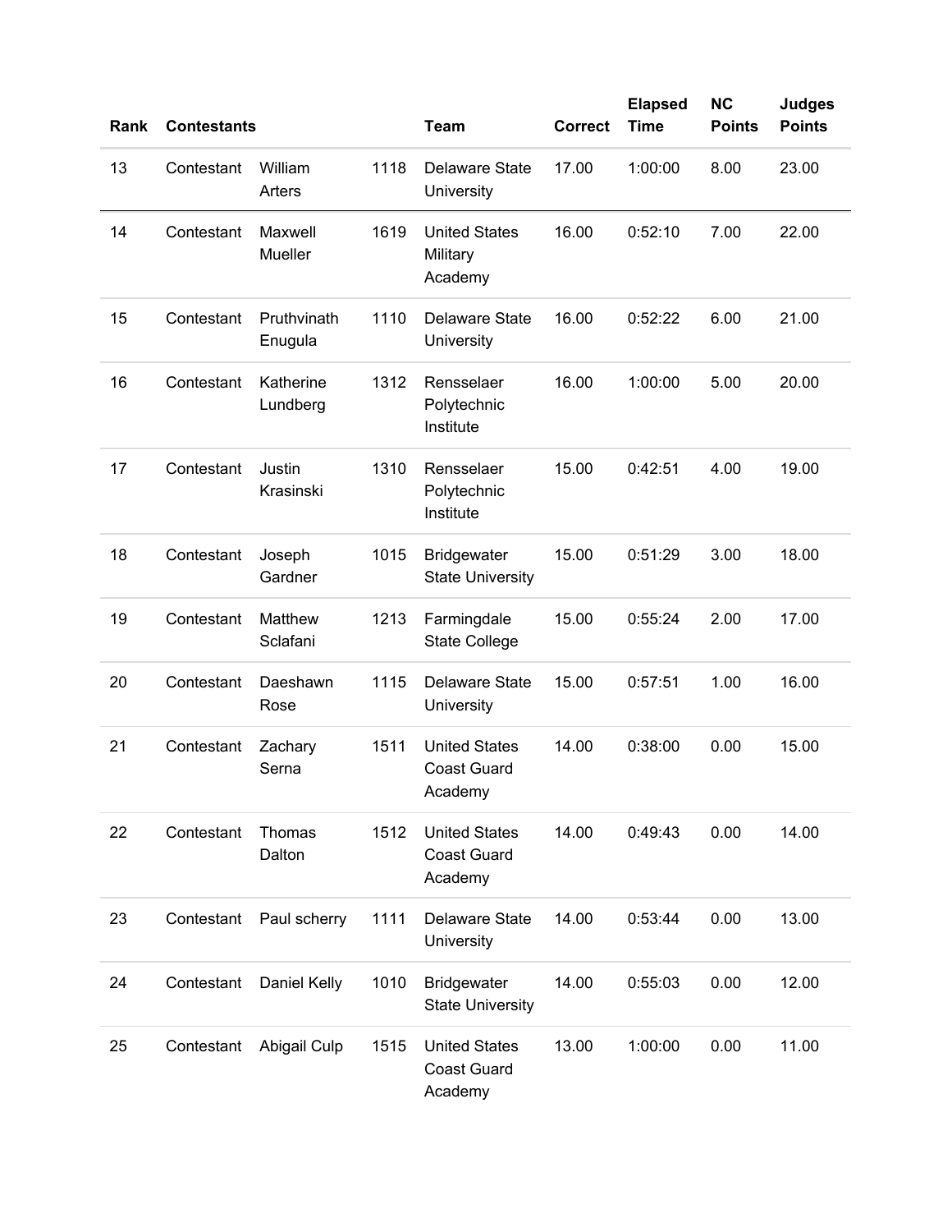| Rank | Contestants | | | Team | Correct | Elapsed Time | NC Points | Judges Points |
|---|---|---|---|---|---|---|---|---|
| 13 | Contestant | William Arters | 1118 | Delaware State University | 17.00 | 1:00:00 | 8.00 | 23.00 |
| 14 | Contestant | Maxwell Mueller | 1619 | United States Military Academy | 16.00 | 0:52:10 | 7.00 | 22.00 |
| 15 | Contestant | Pruthvinath Enugula | 1110 | Delaware State University | 16.00 | 0:52:22 | 6.00 | 21.00 |
| 16 | Contestant | Katherine Lundberg | 1312 | Rensselaer Polytechnic Institute | 16.00 | 1:00:00 | 5.00 | 20.00 |
| 17 | Contestant | Justin Krasinski | 1310 | Rensselaer Polytechnic Institute | 15.00 | 0:42:51 | 4.00 | 19.00 |
| 18 | Contestant | Joseph Gardner | 1015 | Bridgewater State University | 15.00 | 0:51:29 | 3.00 | 18.00 |
| 19 | Contestant | Matthew Sclafani | 1213 | Farmingdale State College | 15.00 | 0:55:24 | 2.00 | 17.00 |
| 20 | Contestant | Daeshawn Rose | 1115 | Delaware State University | 15.00 | 0:57:51 | 1.00 | 16.00 |
| 21 | Contestant | Zachary Serna | 1511 | United States Coast Guard Academy | 14.00 | 0:38:00 | 0.00 | 15.00 |
| 22 | Contestant | Thomas Dalton | 1512 | United States Coast Guard Academy | 14.00 | 0:49:43 | 0.00 | 14.00 |
| 23 | Contestant | Paul scherry | 1111 | Delaware State University | 14.00 | 0:53:44 | 0.00 | 13.00 |
| 24 | Contestant | Daniel Kelly | 1010 | Bridgewater State University | 14.00 | 0:55:03 | 0.00 | 12.00 |
| 25 | Contestant | Abigail Culp | 1515 | United States Coast Guard Academy | 13.00 | 1:00:00 | 0.00 | 11.00 |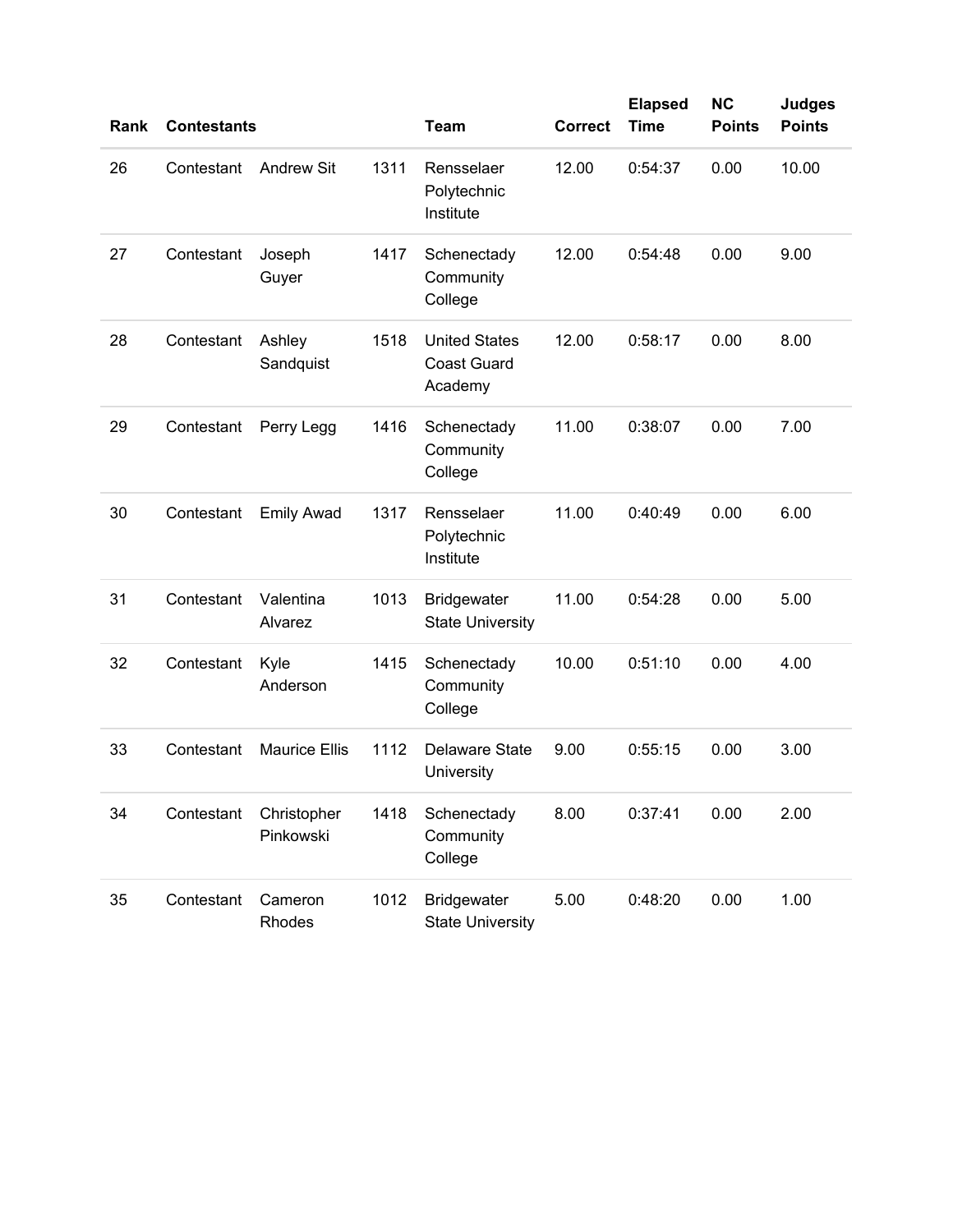| Rank | Contestants | | | Team | Correct | Elapsed Time | NC Points | Judges Points |
|---|---|---|---|---|---|---|---|---|
| 26 | Contestant | Andrew Sit | 1311 | Rensselaer Polytechnic Institute | 12.00 | 0:54:37 | 0.00 | 10.00 |
| 27 | Contestant | Joseph Guyer | 1417 | Schenectady Community College | 12.00 | 0:54:48 | 0.00 | 9.00 |
| 28 | Contestant | Ashley Sandquist | 1518 | United States Coast Guard Academy | 12.00 | 0:58:17 | 0.00 | 8.00 |
| 29 | Contestant | Perry Legg | 1416 | Schenectady Community College | 11.00 | 0:38:07 | 0.00 | 7.00 |
| 30 | Contestant | Emily Awad | 1317 | Rensselaer Polytechnic Institute | 11.00 | 0:40:49 | 0.00 | 6.00 |
| 31 | Contestant | Valentina Alvarez | 1013 | Bridgewater State University | 11.00 | 0:54:28 | 0.00 | 5.00 |
| 32 | Contestant | Kyle Anderson | 1415 | Schenectady Community College | 10.00 | 0:51:10 | 0.00 | 4.00 |
| 33 | Contestant | Maurice Ellis | 1112 | Delaware State University | 9.00 | 0:55:15 | 0.00 | 3.00 |
| 34 | Contestant | Christopher Pinkowski | 1418 | Schenectady Community College | 8.00 | 0:37:41 | 0.00 | 2.00 |
| 35 | Contestant | Cameron Rhodes | 1012 | Bridgewater State University | 5.00 | 0:48:20 | 0.00 | 1.00 |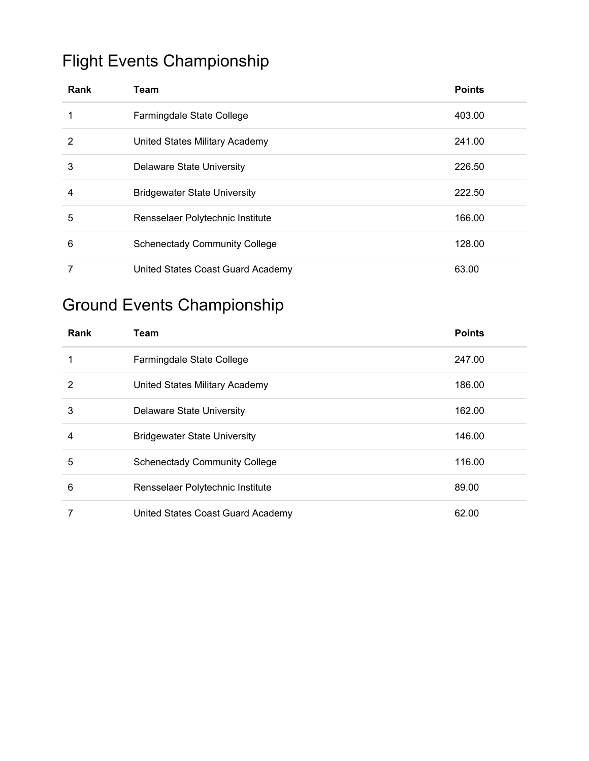## Flight Events Championship

| Rank | Team | Points |
| --- | --- | --- |
| 1 | Farmingdale State College | 403.00 |
| 2 | United States Military Academy | 241.00 |
| 3 | Delaware State University | 226.50 |
| 4 | Bridgewater State University | 222.50 |
| 5 | Rensselaer Polytechnic Institute | 166.00 |
| 6 | Schenectady Community College | 128.00 |
| 7 | United States Coast Guard Academy | 63.00 |

## Ground Events Championship

| Rank | Team | Points |
| --- | --- | --- |
| 1 | Farmingdale State College | 247.00 |
| 2 | United States Military Academy | 186.00 |
| 3 | Delaware State University | 162.00 |
| 4 | Bridgewater State University | 146.00 |
| 5 | Schenectady Community College | 116.00 |
| 6 | Rensselaer Polytechnic Institute | 89.00 |
| 7 | United States Coast Guard Academy | 62.00 |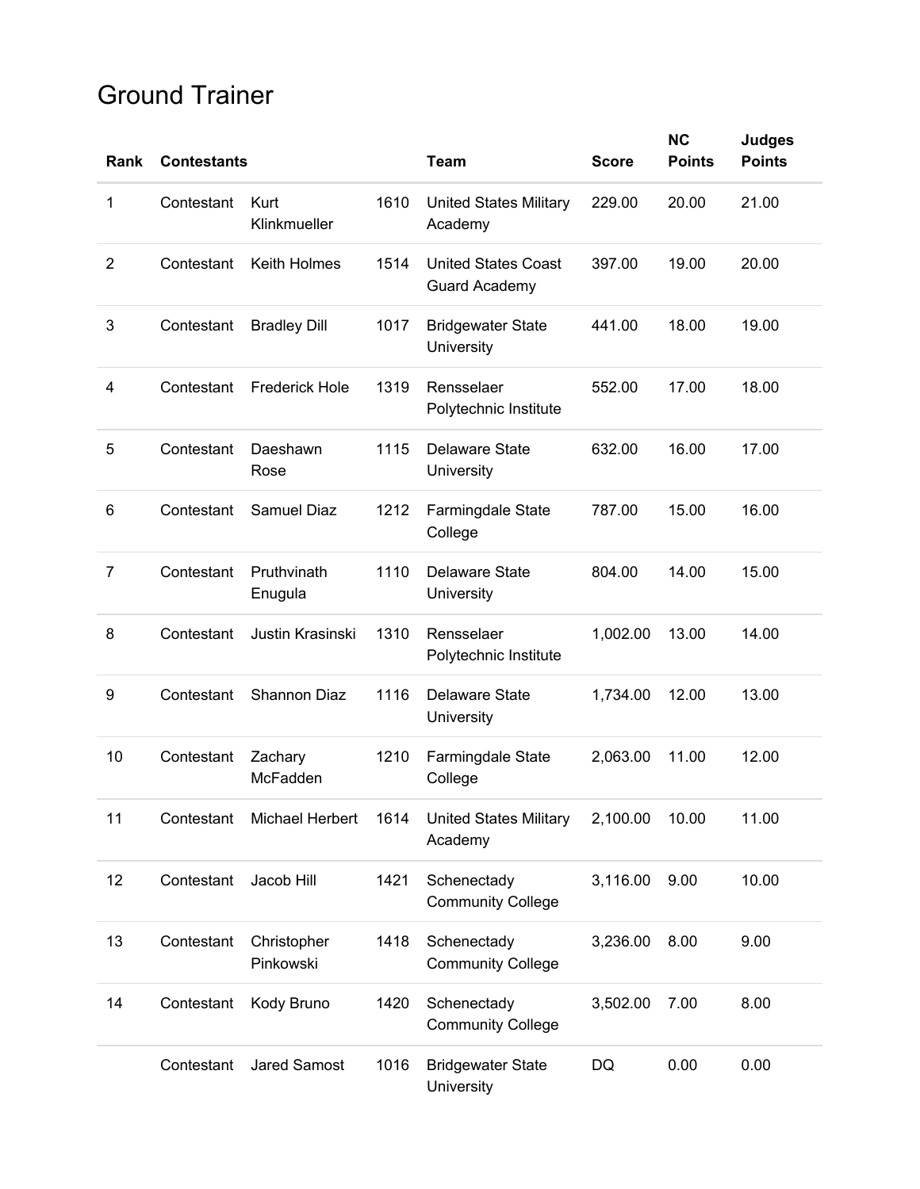# Ground Trainer

| Rank | Contestants | | | Team | Score | NC Points | Judges Points |
|---|---|---|---|---|---|---|---|
| 1 | Contestant | Kurt Klinkmueller | 1610 | United States Military Academy | 229.00 | 20.00 | 21.00 |
| 2 | Contestant | Keith Holmes | 1514 | United States Coast Guard Academy | 397.00 | 19.00 | 20.00 |
| 3 | Contestant | Bradley Dill | 1017 | Bridgewater State University | 441.00 | 18.00 | 19.00 |
| 4 | Contestant | Frederick Hole | 1319 | Rensselaer Polytechnic Institute | 552.00 | 17.00 | 18.00 |
| 5 | Contestant | Daeshawn Rose | 1115 | Delaware State University | 632.00 | 16.00 | 17.00 |
| 6 | Contestant | Samuel Diaz | 1212 | Farmingdale State College | 787.00 | 15.00 | 16.00 |
| 7 | Contestant | Pruthvinath Enugula | 1110 | Delaware State University | 804.00 | 14.00 | 15.00 |
| 8 | Contestant | Justin Krasinski | 1310 | Rensselaer Polytechnic Institute | 1,002.00 | 13.00 | 14.00 |
| 9 | Contestant | Shannon Diaz | 1116 | Delaware State University | 1,734.00 | 12.00 | 13.00 |
| 10 | Contestant | Zachary McFadden | 1210 | Farmingdale State College | 2,063.00 | 11.00 | 12.00 |
| 11 | Contestant | Michael Herbert | 1614 | United States Military Academy | 2,100.00 | 10.00 | 11.00 |
| 12 | Contestant | Jacob Hill | 1421 | Schenectady Community College | 3,116.00 | 9.00 | 10.00 |
| 13 | Contestant | Christopher Pinkowski | 1418 | Schenectady Community College | 3,236.00 | 8.00 | 9.00 |
| 14 | Contestant | Kody Bruno | 1420 | Schenectady Community College | 3,502.00 | 7.00 | 8.00 |
| | Contestant | Jared Samost | 1016 | Bridgewater State University | DQ | 0.00 | 0.00 |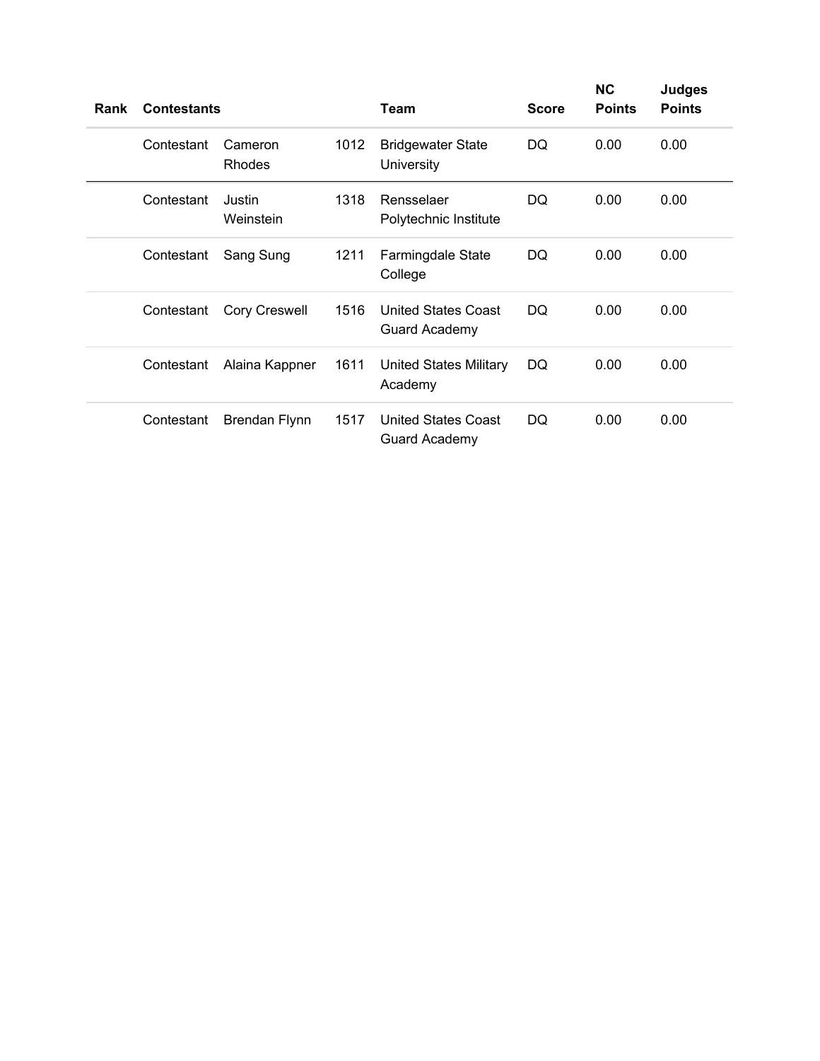| Rank | Contestants | | | Team | Score | NC Points | Judges Points |
|---|---|---|---|---|---|---|---|
| | Contestant | Cameron Rhodes | 1012 | Bridgewater State University | DQ | 0.00 | 0.00 |
| | Contestant | Justin Weinstein | 1318 | Rensselaer Polytechnic Institute | DQ | 0.00 | 0.00 |
| | Contestant | Sang Sung | 1211 | Farmingdale State College | DQ | 0.00 | 0.00 |
| | Contestant | Cory Creswell | 1516 | United States Coast Guard Academy | DQ | 0.00 | 0.00 |
| | Contestant | Alaina Kappner | 1611 | United States Military Academy | DQ | 0.00 | 0.00 |
| | Contestant | Brendan Flynn | 1517 | United States Coast Guard Academy | DQ | 0.00 | 0.00 |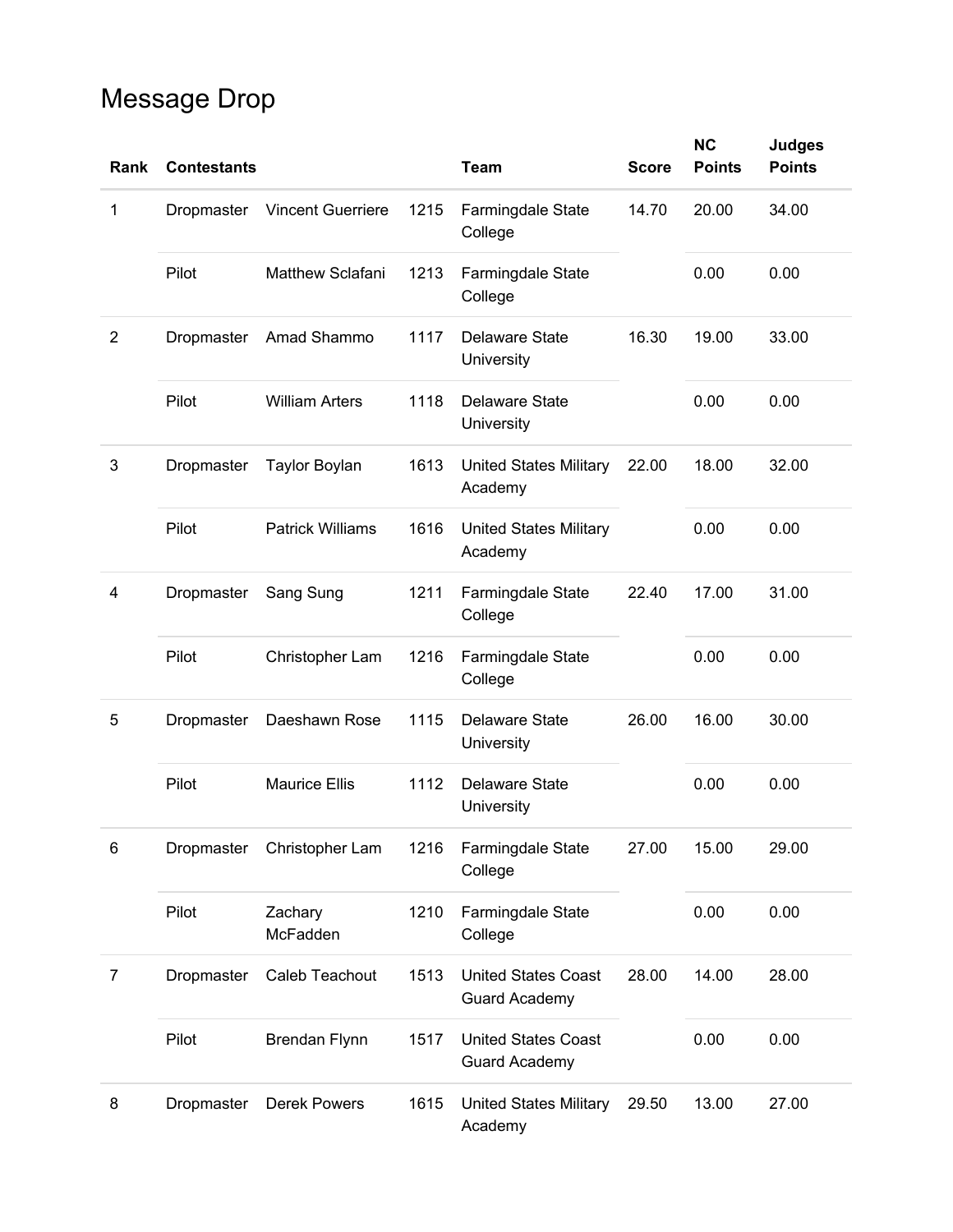# Message Drop

| Rank | Contestants | | | Team | Score | NC Points | Judges Points |
|---|---|---|---|---|---|---|---|
| 1 | Dropmaster | Vincent Guerriere | 1215 | Farmingdale State College | 14.70 | 20.00 | 34.00 |
| | Pilot | Matthew Sclafani | 1213 | Farmingdale State College | | 0.00 | 0.00 |
| 2 | Dropmaster | Amad Shammo | 1117 | Delaware State University | 16.30 | 19.00 | 33.00 |
| | Pilot | William Arters | 1118 | Delaware State University | | 0.00 | 0.00 |
| 3 | Dropmaster | Taylor Boylan | 1613 | United States Military Academy | 22.00 | 18.00 | 32.00 |
| | Pilot | Patrick Williams | 1616 | United States Military Academy | | 0.00 | 0.00 |
| 4 | Dropmaster | Sang Sung | 1211 | Farmingdale State College | 22.40 | 17.00 | 31.00 |
| | Pilot | Christopher Lam | 1216 | Farmingdale State College | | 0.00 | 0.00 |
| 5 | Dropmaster | Daeshawn Rose | 1115 | Delaware State University | 26.00 | 16.00 | 30.00 |
| | Pilot | Maurice Ellis | 1112 | Delaware State University | | 0.00 | 0.00 |
| 6 | Dropmaster | Christopher Lam | 1216 | Farmingdale State College | 27.00 | 15.00 | 29.00 |
| | Pilot | Zachary McFadden | 1210 | Farmingdale State College | | 0.00 | 0.00 |
| 7 | Dropmaster | Caleb Teachout | 1513 | United States Coast Guard Academy | 28.00 | 14.00 | 28.00 |
| | Pilot | Brendan Flynn | 1517 | United States Coast Guard Academy | | 0.00 | 0.00 |
| 8 | Dropmaster | Derek Powers | 1615 | United States Military Academy | 29.50 | 13.00 | 27.00 |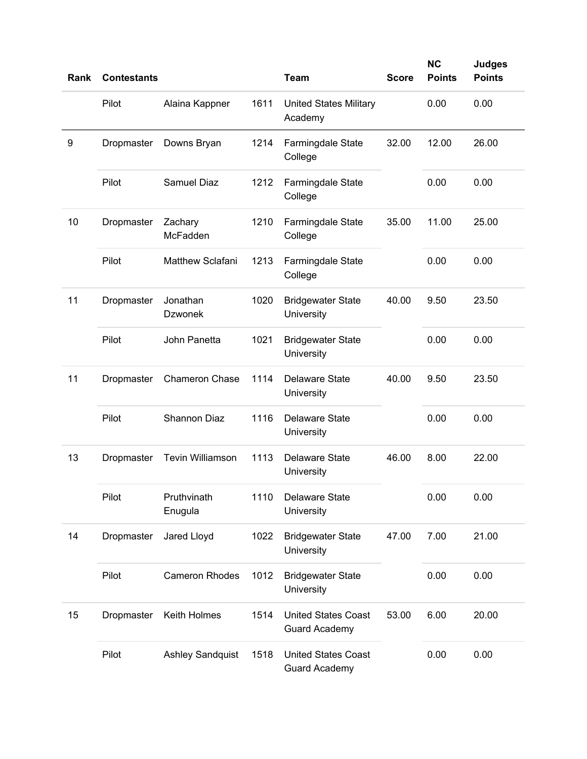| Rank | Contestants | | | Team | Score | NC Points | Judges Points |
|---|---|---|---|---|---|---|---|
| | Pilot | Alaina Kappner | 1611 | United States Military Academy | | 0.00 | 0.00 |
| 9 | Dropmaster | Downs Bryan | 1214 | Farmingdale State College | 32.00 | 12.00 | 26.00 |
| | Pilot | Samuel Diaz | 1212 | Farmingdale State College | | 0.00 | 0.00 |
| 10 | Dropmaster | Zachary McFadden | 1210 | Farmingdale State College | 35.00 | 11.00 | 25.00 |
| | Pilot | Matthew Sclafani | 1213 | Farmingdale State College | | 0.00 | 0.00 |
| 11 | Dropmaster | Jonathan Dzwonek | 1020 | Bridgewater State University | 40.00 | 9.50 | 23.50 |
| | Pilot | John Panetta | 1021 | Bridgewater State University | | 0.00 | 0.00 |
| 11 | Dropmaster | Chameron Chase | 1114 | Delaware State University | 40.00 | 9.50 | 23.50 |
| | Pilot | Shannon Diaz | 1116 | Delaware State University | | 0.00 | 0.00 |
| 13 | Dropmaster | Tevin Williamson | 1113 | Delaware State University | 46.00 | 8.00 | 22.00 |
| | Pilot | Pruthvinath Enugula | 1110 | Delaware State University | | 0.00 | 0.00 |
| 14 | Dropmaster | Jared Lloyd | 1022 | Bridgewater State University | 47.00 | 7.00 | 21.00 |
| | Pilot | Cameron Rhodes | 1012 | Bridgewater State University | | 0.00 | 0.00 |
| 15 | Dropmaster | Keith Holmes | 1514 | United States Coast Guard Academy | 53.00 | 6.00 | 20.00 |
| | Pilot | Ashley Sandquist | 1518 | United States Coast Guard Academy | | 0.00 | 0.00 |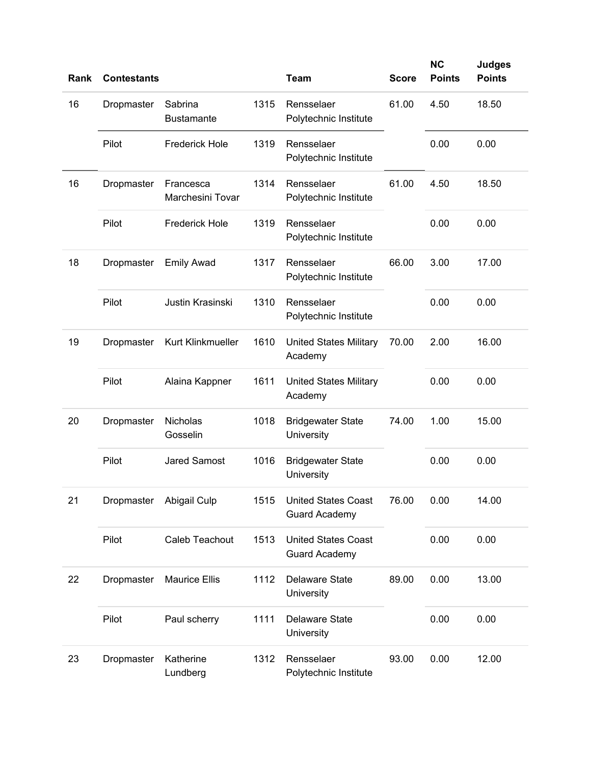| Rank | Contestants | | | Team | Score | NC Points | Judges Points |
| --- | --- | --- | --- | --- | --- | --- | --- |
| 16 | Dropmaster | Sabrina Bustamante | 1315 | Rensselaer Polytechnic Institute | 61.00 | 4.50 | 18.50 |
| | Pilot | Frederick Hole | 1319 | Rensselaer Polytechnic Institute | | 0.00 | 0.00 |
| 16 | Dropmaster | Francesca Marchesini Tovar | 1314 | Rensselaer Polytechnic Institute | 61.00 | 4.50 | 18.50 |
| | Pilot | Frederick Hole | 1319 | Rensselaer Polytechnic Institute | | 0.00 | 0.00 |
| 18 | Dropmaster | Emily Awad | 1317 | Rensselaer Polytechnic Institute | 66.00 | 3.00 | 17.00 |
| | Pilot | Justin Krasinski | 1310 | Rensselaer Polytechnic Institute | | 0.00 | 0.00 |
| 19 | Dropmaster | Kurt Klinkmueller | 1610 | United States Military Academy | 70.00 | 2.00 | 16.00 |
| | Pilot | Alaina Kappner | 1611 | United States Military Academy | | 0.00 | 0.00 |
| 20 | Dropmaster | Nicholas Gosselin | 1018 | Bridgewater State University | 74.00 | 1.00 | 15.00 |
| | Pilot | Jared Samost | 1016 | Bridgewater State University | | 0.00 | 0.00 |
| 21 | Dropmaster | Abigail Culp | 1515 | United States Coast Guard Academy | 76.00 | 0.00 | 14.00 |
| | Pilot | Caleb Teachout | 1513 | United States Coast Guard Academy | | 0.00 | 0.00 |
| 22 | Dropmaster | Maurice Ellis | 1112 | Delaware State University | 89.00 | 0.00 | 13.00 |
| | Pilot | Paul scherry | 1111 | Delaware State University | | 0.00 | 0.00 |
| 23 | Dropmaster | Katherine Lundberg | 1312 | Rensselaer Polytechnic Institute | 93.00 | 0.00 | 12.00 |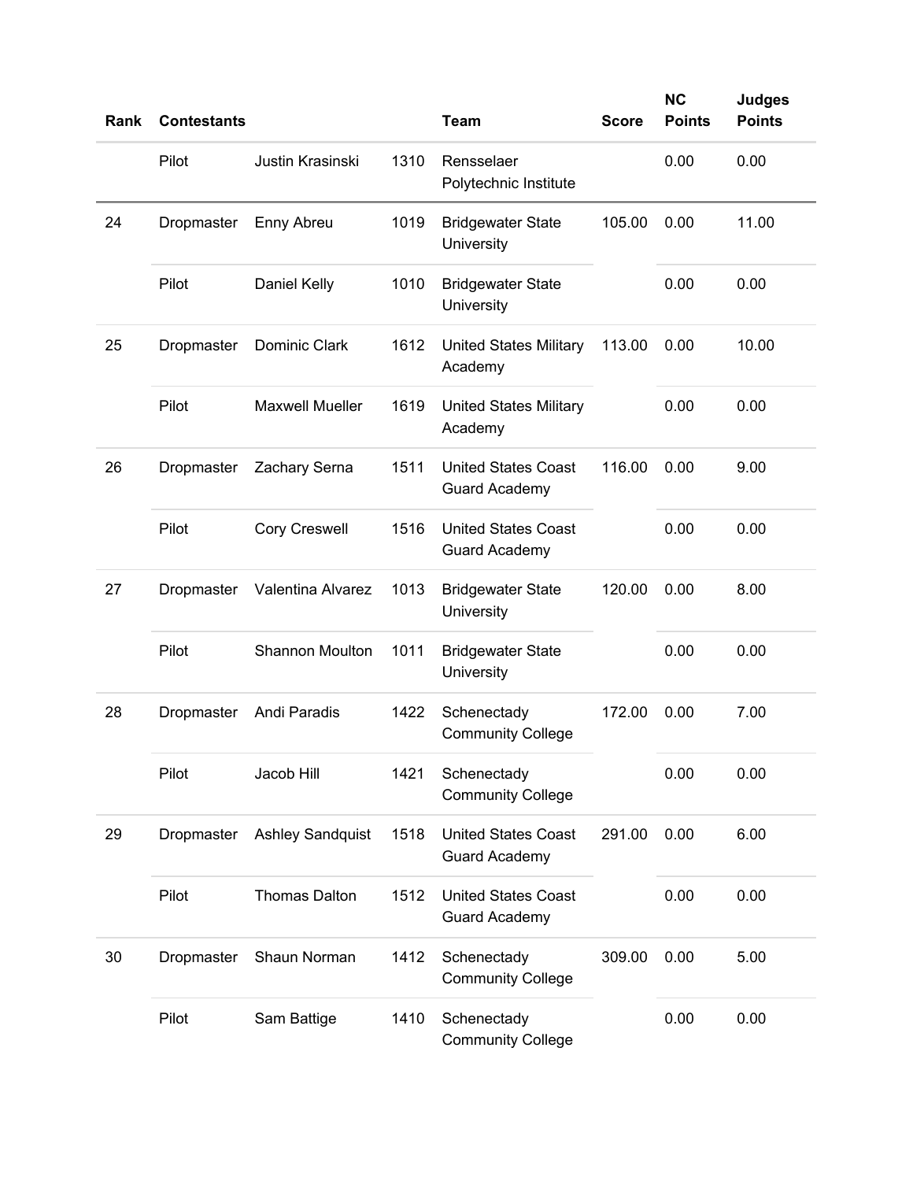| Rank | Contestants | | | Team | Score | NC Points | Judges Points |
|---|---|---|---|---|---|---|---|
| | Pilot | Justin Krasinski | 1310 | Rensselaer Polytechnic Institute | | 0.00 | 0.00 |
| 24 | Dropmaster | Enny Abreu | 1019 | Bridgewater State University | 105.00 | 0.00 | 11.00 |
| | Pilot | Daniel Kelly | 1010 | Bridgewater State University | | 0.00 | 0.00 |
| 25 | Dropmaster | Dominic Clark | 1612 | United States Military Academy | 113.00 | 0.00 | 10.00 |
| | Pilot | Maxwell Mueller | 1619 | United States Military Academy | | 0.00 | 0.00 |
| 26 | Dropmaster | Zachary Serna | 1511 | United States Coast Guard Academy | 116.00 | 0.00 | 9.00 |
| | Pilot | Cory Creswell | 1516 | United States Coast Guard Academy | | 0.00 | 0.00 |
| 27 | Dropmaster | Valentina Alvarez | 1013 | Bridgewater State University | 120.00 | 0.00 | 8.00 |
| | Pilot | Shannon Moulton | 1011 | Bridgewater State University | | 0.00 | 0.00 |
| 28 | Dropmaster | Andi Paradis | 1422 | Schenectady Community College | 172.00 | 0.00 | 7.00 |
| | Pilot | Jacob Hill | 1421 | Schenectady Community College | | 0.00 | 0.00 |
| 29 | Dropmaster | Ashley Sandquist | 1518 | United States Coast Guard Academy | 291.00 | 0.00 | 6.00 |
| | Pilot | Thomas Dalton | 1512 | United States Coast Guard Academy | | 0.00 | 0.00 |
| 30 | Dropmaster | Shaun Norman | 1412 | Schenectady Community College | 309.00 | 0.00 | 5.00 |
| | Pilot | Sam Battige | 1410 | Schenectady Community College | | 0.00 | 0.00 |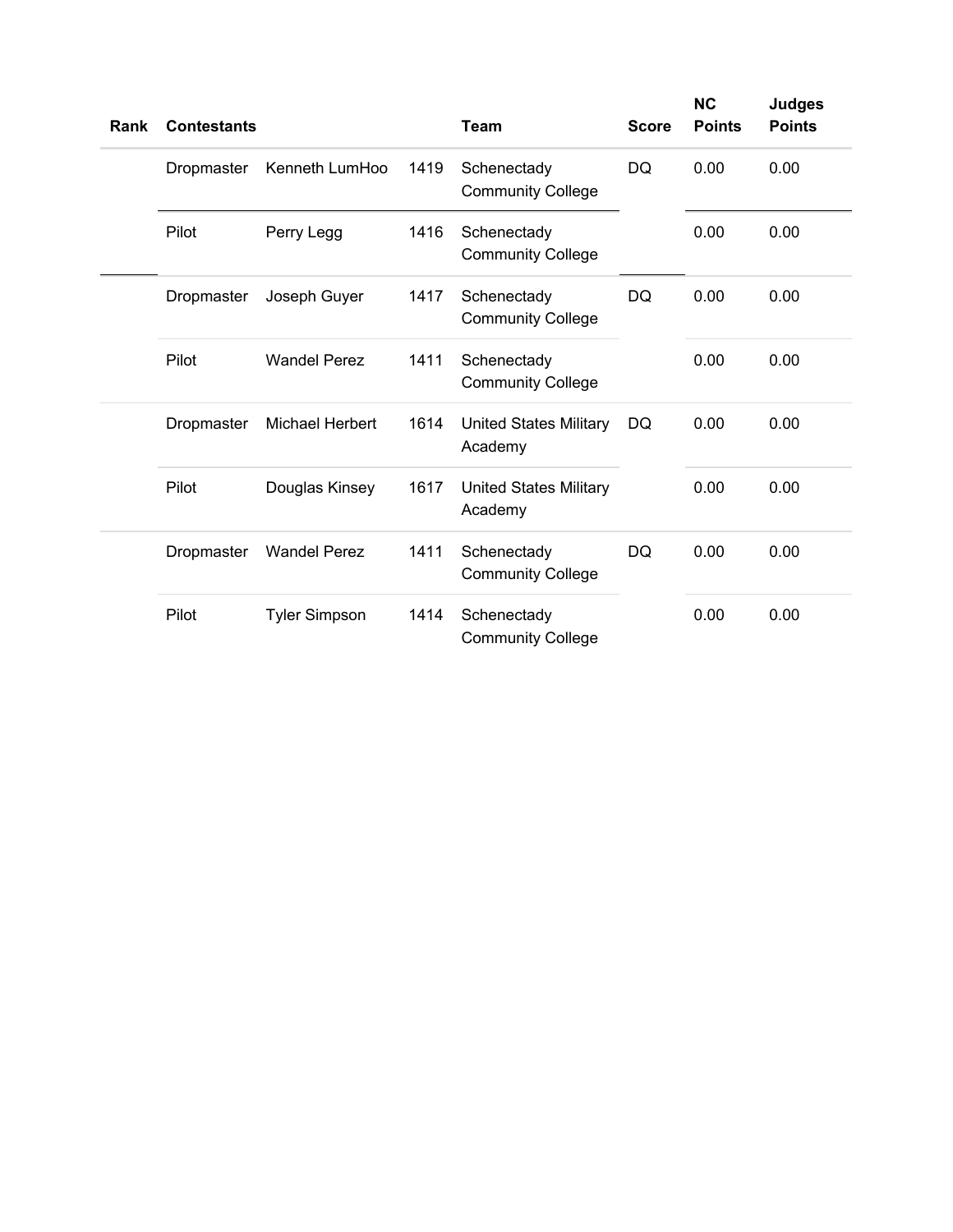| Rank | Contestants | | | Team | Score | NC Points | Judges Points |
|---|---|---|---|---|---|---|---|
| | Dropmaster | Kenneth LumHoo | 1419 | Schenectady Community College | DQ | 0.00 | 0.00 |
| | Pilot | Perry Legg | 1416 | Schenectady Community College | | 0.00 | 0.00 |
| | Dropmaster | Joseph Guyer | 1417 | Schenectady Community College | DQ | 0.00 | 0.00 |
| | Pilot | Wandel Perez | 1411 | Schenectady Community College | | 0.00 | 0.00 |
| | Dropmaster | Michael Herbert | 1614 | United States Military Academy | DQ | 0.00 | 0.00 |
| | Pilot | Douglas Kinsey | 1617 | United States Military Academy | | 0.00 | 0.00 |
| | Dropmaster | Wandel Perez | 1411 | Schenectady Community College | DQ | 0.00 | 0.00 |
| | Pilot | Tyler Simpson | 1414 | Schenectady Community College | | 0.00 | 0.00 |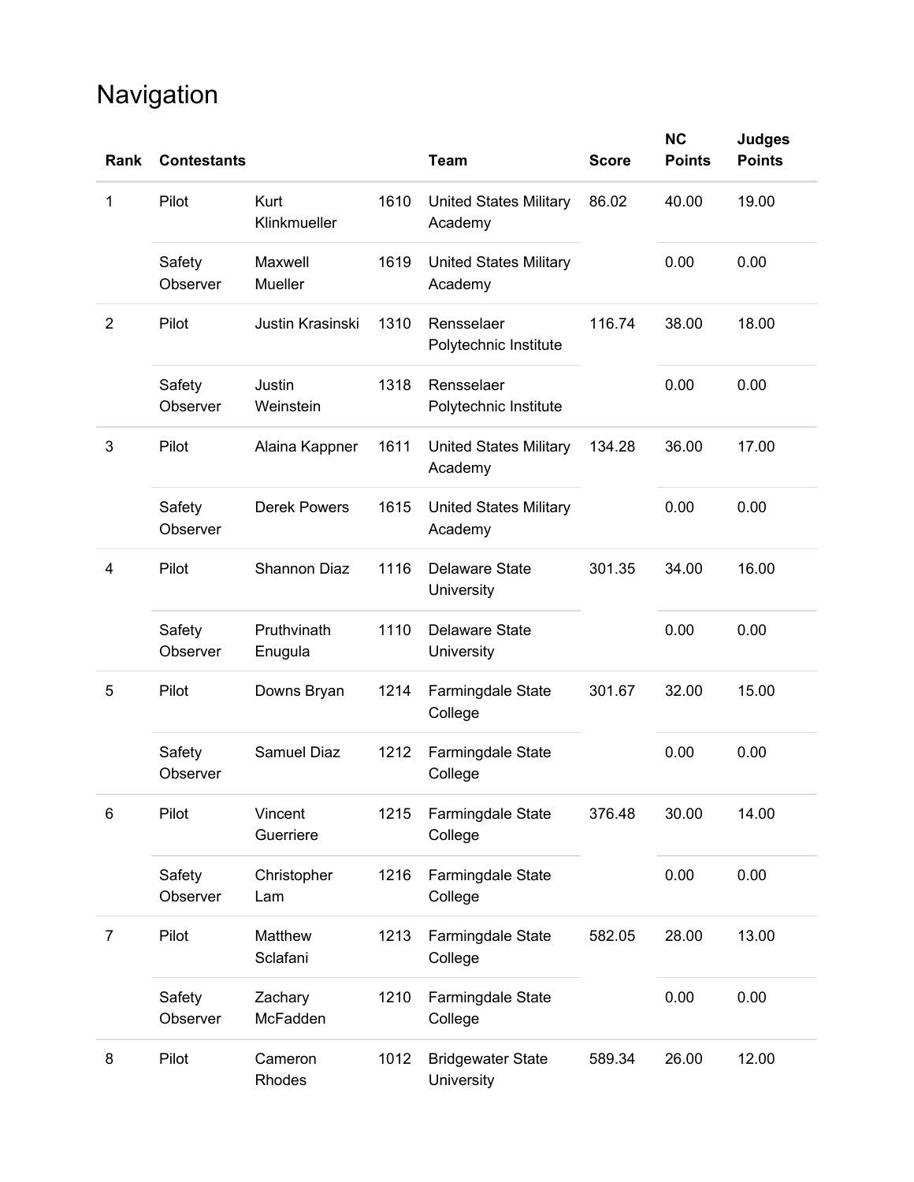# Navigation

| Rank | Contestants | | | Team | Score | NC Points | Judges Points |
|---|---|---|---|---|---|---|---|
| 1 | Pilot | Kurt Klinkmueller | 1610 | United States Military Academy | 86.02 | 40.00 | 19.00 |
| | Safety Observer | Maxwell Mueller | 1619 | United States Military Academy | | 0.00 | 0.00 |
| 2 | Pilot | Justin Krasinski | 1310 | Rensselaer Polytechnic Institute | 116.74 | 38.00 | 18.00 |
| | Safety Observer | Justin Weinstein | 1318 | Rensselaer Polytechnic Institute | | 0.00 | 0.00 |
| 3 | Pilot | Alaina Kappner | 1611 | United States Military Academy | 134.28 | 36.00 | 17.00 |
| | Safety Observer | Derek Powers | 1615 | United States Military Academy | | 0.00 | 0.00 |
| 4 | Pilot | Shannon Diaz | 1116 | Delaware State University | 301.35 | 34.00 | 16.00 |
| | Safety Observer | Pruthvinath Enugula | 1110 | Delaware State University | | 0.00 | 0.00 |
| 5 | Pilot | Downs Bryan | 1214 | Farmingdale State College | 301.67 | 32.00 | 15.00 |
| | Safety Observer | Samuel Diaz | 1212 | Farmingdale State College | | 0.00 | 0.00 |
| 6 | Pilot | Vincent Guerriere | 1215 | Farmingdale State College | 376.48 | 30.00 | 14.00 |
| | Safety Observer | Christopher Lam | 1216 | Farmingdale State College | | 0.00 | 0.00 |
| 7 | Pilot | Matthew Sclafani | 1213 | Farmingdale State College | 582.05 | 28.00 | 13.00 |
| | Safety Observer | Zachary McFadden | 1210 | Farmingdale State College | | 0.00 | 0.00 |
| 8 | Pilot | Cameron Rhodes | 1012 | Bridgewater State University | 589.34 | 26.00 | 12.00 |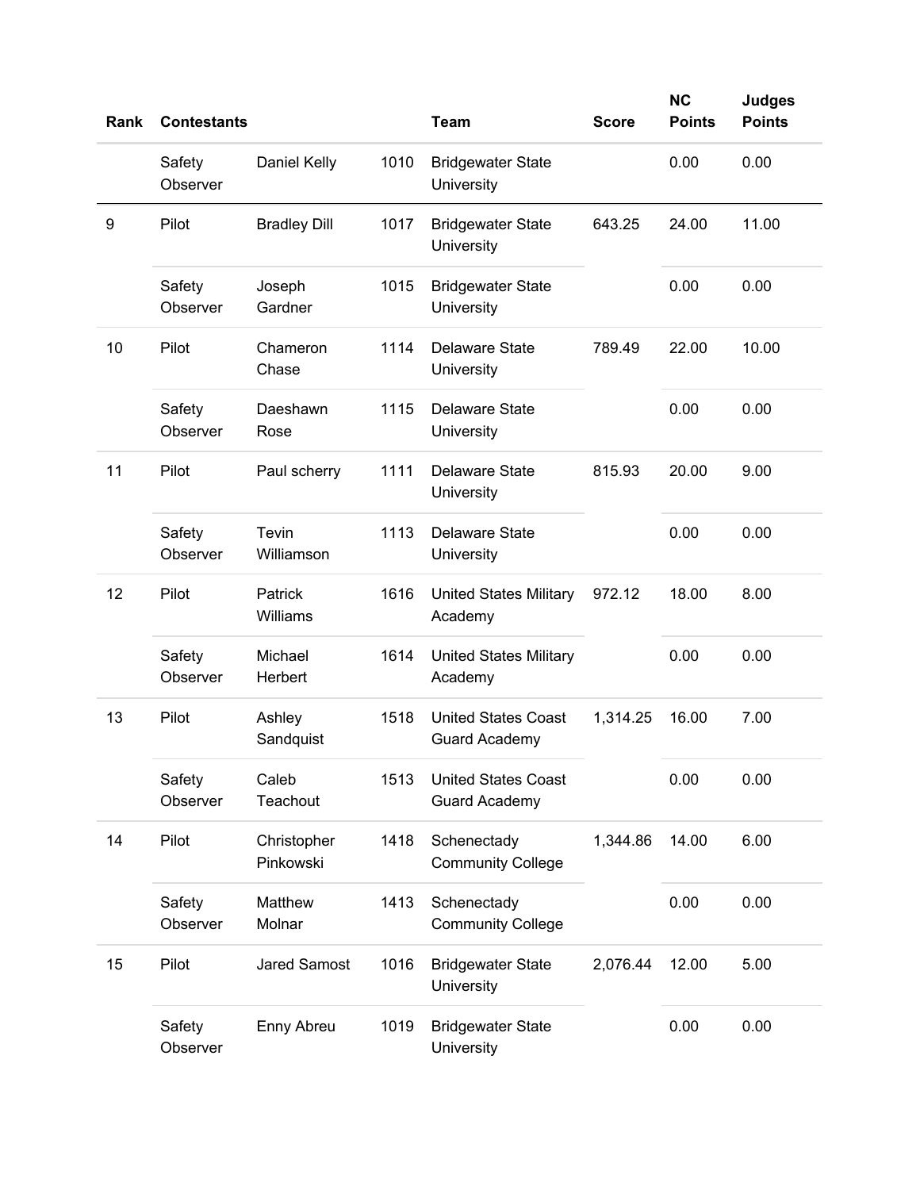| Rank | Contestants | | | Team | Score | NC Points | Judges Points |
|---|---|---|---|---|---|---|---|
| | Safety Observer | Daniel Kelly | 1010 | Bridgewater State University | | 0.00 | 0.00 |
| 9 | Pilot | Bradley Dill | 1017 | Bridgewater State University | 643.25 | 24.00 | 11.00 |
| | Safety Observer | Joseph Gardner | 1015 | Bridgewater State University | | 0.00 | 0.00 |
| 10 | Pilot | Chameron Chase | 1114 | Delaware State University | 789.49 | 22.00 | 10.00 |
| | Safety Observer | Daeshawn Rose | 1115 | Delaware State University | | 0.00 | 0.00 |
| 11 | Pilot | Paul scherry | 1111 | Delaware State University | 815.93 | 20.00 | 9.00 |
| | Safety Observer | Tevin Williamson | 1113 | Delaware State University | | 0.00 | 0.00 |
| 12 | Pilot | Patrick Williams | 1616 | United States Military Academy | 972.12 | 18.00 | 8.00 |
| | Safety Observer | Michael Herbert | 1614 | United States Military Academy | | 0.00 | 0.00 |
| 13 | Pilot | Ashley Sandquist | 1518 | United States Coast Guard Academy | 1,314.25 | 16.00 | 7.00 |
| | Safety Observer | Caleb Teachout | 1513 | United States Coast Guard Academy | | 0.00 | 0.00 |
| 14 | Pilot | Christopher Pinkowski | 1418 | Schenectady Community College | 1,344.86 | 14.00 | 6.00 |
| | Safety Observer | Matthew Molnar | 1413 | Schenectady Community College | | 0.00 | 0.00 |
| 15 | Pilot | Jared Samost | 1016 | Bridgewater State University | 2,076.44 | 12.00 | 5.00 |
| | Safety Observer | Enny Abreu | 1019 | Bridgewater State University | | 0.00 | 0.00 |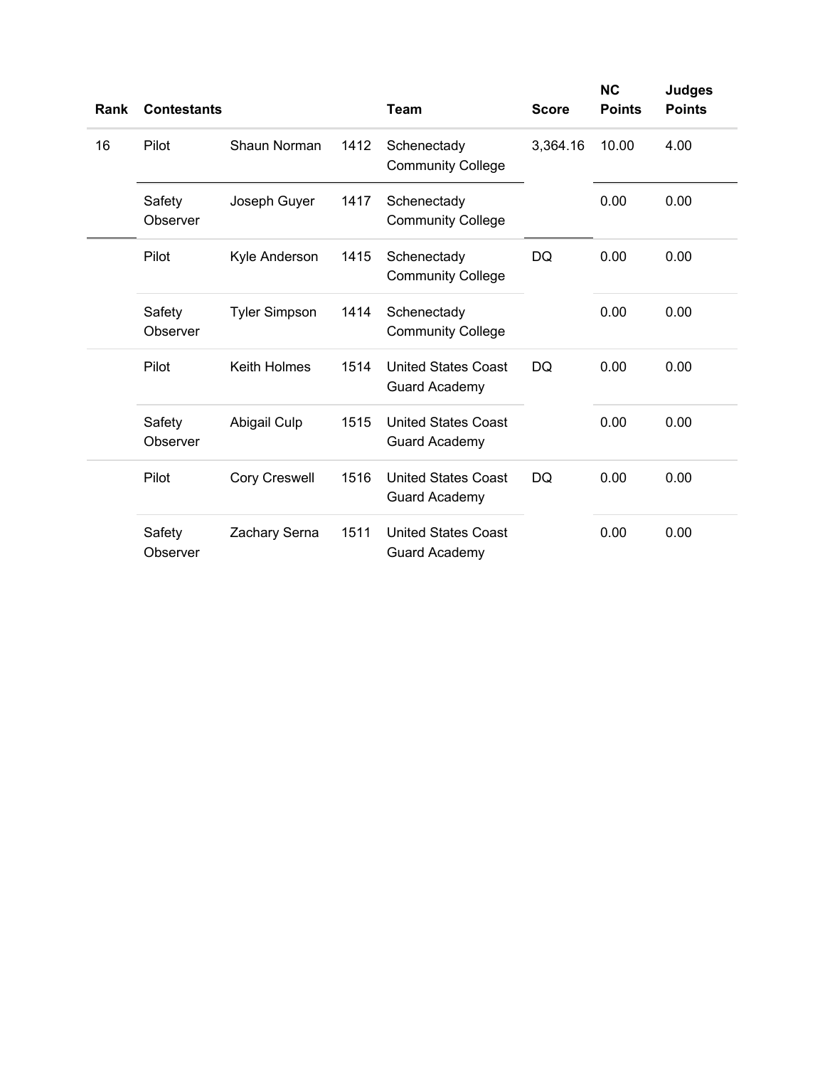| Rank | Contestants | | | Team | Score | NC Points | Judges Points |
| --- | --- | --- | --- | --- | --- | --- | --- |
| 16 | Pilot | Shaun Norman | 1412 | Schenectady Community College | 3,364.16 | 10.00 | 4.00 |
| | Safety Observer | Joseph Guyer | 1417 | Schenectady Community College | | 0.00 | 0.00 |
| | Pilot | Kyle Anderson | 1415 | Schenectady Community College | DQ | 0.00 | 0.00 |
| | Safety Observer | Tyler Simpson | 1414 | Schenectady Community College | | 0.00 | 0.00 |
| | Pilot | Keith Holmes | 1514 | United States Coast Guard Academy | DQ | 0.00 | 0.00 |
| | Safety Observer | Abigail Culp | 1515 | United States Coast Guard Academy | | 0.00 | 0.00 |
| | Pilot | Cory Creswell | 1516 | United States Coast Guard Academy | DQ | 0.00 | 0.00 |
| | Safety Observer | Zachary Serna | 1511 | United States Coast Guard Academy | | 0.00 | 0.00 |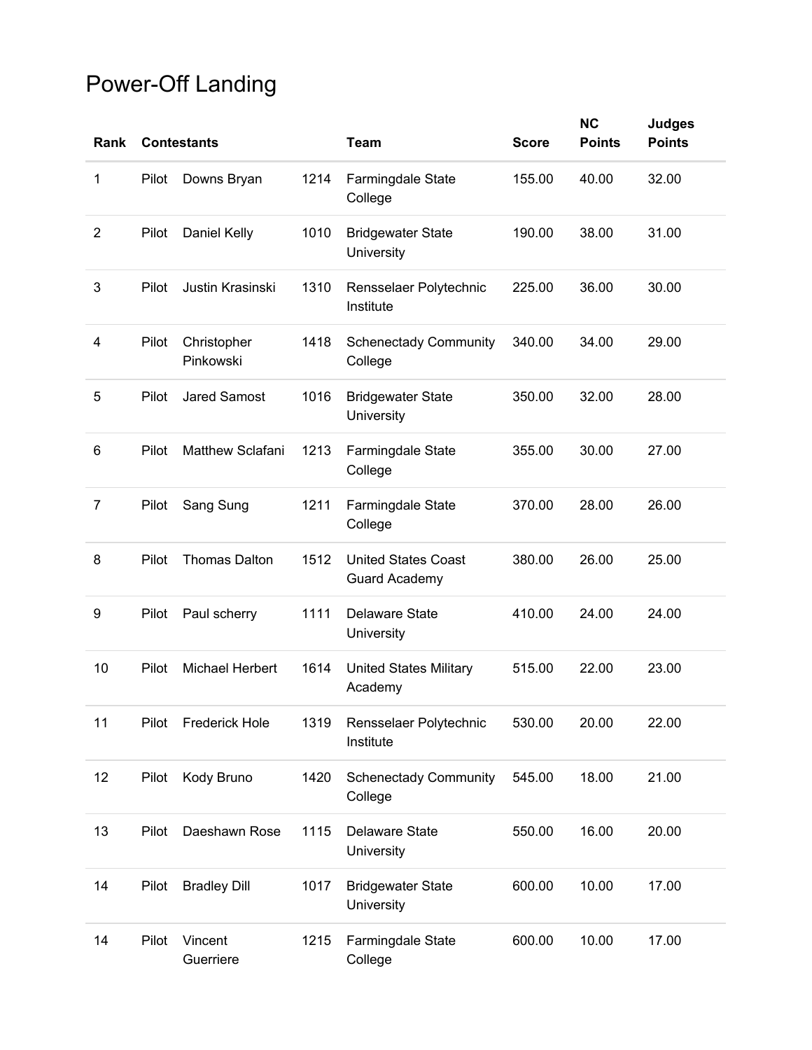# Power-Off Landing

| Rank | Contestants | | | Team | Score | NC Points | Judges Points |
|---|---|---|---|---|---|---|---|
| 1 | Pilot | Downs Bryan | 1214 | Farmingdale State College | 155.00 | 40.00 | 32.00 |
| 2 | Pilot | Daniel Kelly | 1010 | Bridgewater State University | 190.00 | 38.00 | 31.00 |
| 3 | Pilot | Justin Krasinski | 1310 | Rensselaer Polytechnic Institute | 225.00 | 36.00 | 30.00 |
| 4 | Pilot | Christopher Pinkowski | 1418 | Schenectady Community College | 340.00 | 34.00 | 29.00 |
| 5 | Pilot | Jared Samost | 1016 | Bridgewater State University | 350.00 | 32.00 | 28.00 |
| 6 | Pilot | Matthew Sclafani | 1213 | Farmingdale State College | 355.00 | 30.00 | 27.00 |
| 7 | Pilot | Sang Sung | 1211 | Farmingdale State College | 370.00 | 28.00 | 26.00 |
| 8 | Pilot | Thomas Dalton | 1512 | United States Coast Guard Academy | 380.00 | 26.00 | 25.00 |
| 9 | Pilot | Paul scherry | 1111 | Delaware State University | 410.00 | 24.00 | 24.00 |
| 10 | Pilot | Michael Herbert | 1614 | United States Military Academy | 515.00 | 22.00 | 23.00 |
| 11 | Pilot | Frederick Hole | 1319 | Rensselaer Polytechnic Institute | 530.00 | 20.00 | 22.00 |
| 12 | Pilot | Kody Bruno | 1420 | Schenectady Community College | 545.00 | 18.00 | 21.00 |
| 13 | Pilot | Daeshawn Rose | 1115 | Delaware State University | 550.00 | 16.00 | 20.00 |
| 14 | Pilot | Bradley Dill | 1017 | Bridgewater State University | 600.00 | 10.00 | 17.00 |
| 14 | Pilot | Vincent Guerriere | 1215 | Farmingdale State College | 600.00 | 10.00 | 17.00 |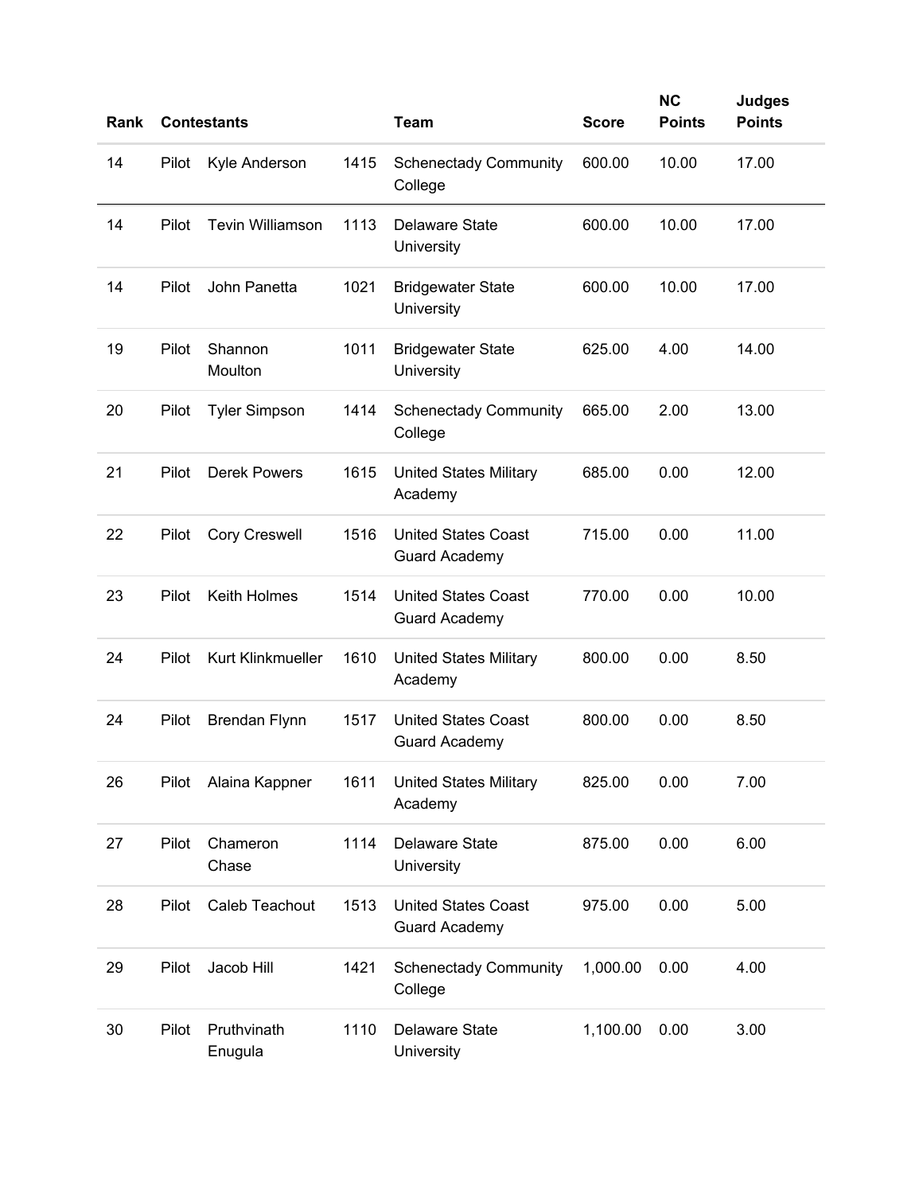| Rank | Contestants | | | Team | Score | NC Points | Judges Points |
|---|---|---|---|---|---|---|---|
| 14 | Pilot | Kyle Anderson | 1415 | Schenectady Community College | 600.00 | 10.00 | 17.00 |
| 14 | Pilot | Tevin Williamson | 1113 | Delaware State University | 600.00 | 10.00 | 17.00 |
| 14 | Pilot | John Panetta | 1021 | Bridgewater State University | 600.00 | 10.00 | 17.00 |
| 19 | Pilot | Shannon Moulton | 1011 | Bridgewater State University | 625.00 | 4.00 | 14.00 |
| 20 | Pilot | Tyler Simpson | 1414 | Schenectady Community College | 665.00 | 2.00 | 13.00 |
| 21 | Pilot | Derek Powers | 1615 | United States Military Academy | 685.00 | 0.00 | 12.00 |
| 22 | Pilot | Cory Creswell | 1516 | United States Coast Guard Academy | 715.00 | 0.00 | 11.00 |
| 23 | Pilot | Keith Holmes | 1514 | United States Coast Guard Academy | 770.00 | 0.00 | 10.00 |
| 24 | Pilot | Kurt Klinkmueller | 1610 | United States Military Academy | 800.00 | 0.00 | 8.50 |
| 24 | Pilot | Brendan Flynn | 1517 | United States Coast Guard Academy | 800.00 | 0.00 | 8.50 |
| 26 | Pilot | Alaina Kappner | 1611 | United States Military Academy | 825.00 | 0.00 | 7.00 |
| 27 | Pilot | Chameron Chase | 1114 | Delaware State University | 875.00 | 0.00 | 6.00 |
| 28 | Pilot | Caleb Teachout | 1513 | United States Coast Guard Academy | 975.00 | 0.00 | 5.00 |
| 29 | Pilot | Jacob Hill | 1421 | Schenectady Community College | 1,000.00 | 0.00 | 4.00 |
| 30 | Pilot | Pruthvinath Enugula | 1110 | Delaware State University | 1,100.00 | 0.00 | 3.00 |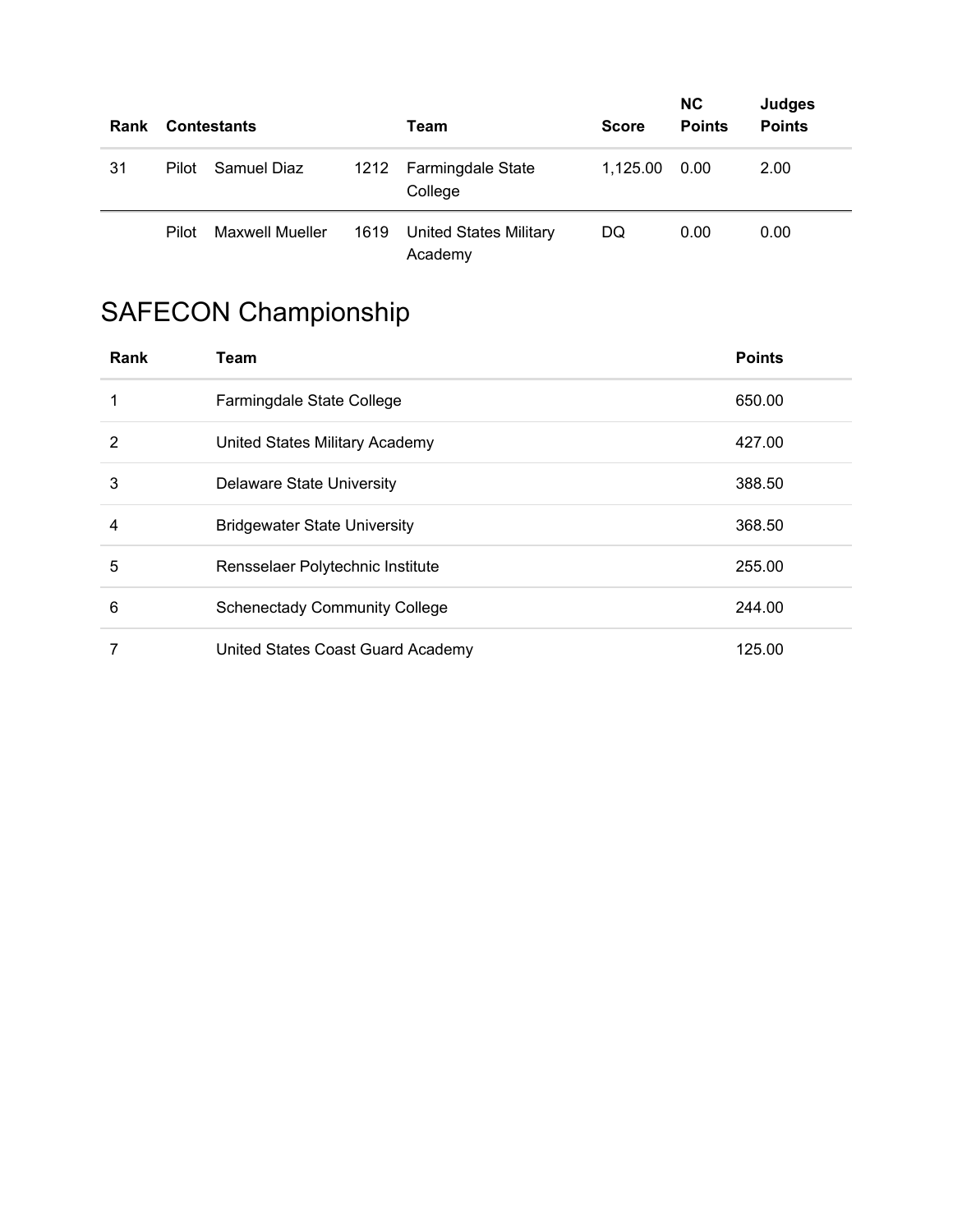| Rank | Contestants | | | Team | Score | NC Points | Judges Points |
|---|---|---|---|---|---|---|---|
| 31 | Pilot | Samuel Diaz | 1212 | Farmingdale State College | 1,125.00 | 0.00 | 2.00 |
| | Pilot | Maxwell Mueller | 1619 | United States Military Academy | DQ | 0.00 | 0.00 |

## SAFECON Championship

| Rank | Team | Points |
|---|---|---|
| 1 | Farmingdale State College | 650.00 |
| 2 | United States Military Academy | 427.00 |
| 3 | Delaware State University | 388.50 |
| 4 | Bridgewater State University | 368.50 |
| 5 | Rensselaer Polytechnic Institute | 255.00 |
| 6 | Schenectady Community College | 244.00 |
| 7 | United States Coast Guard Academy | 125.00 |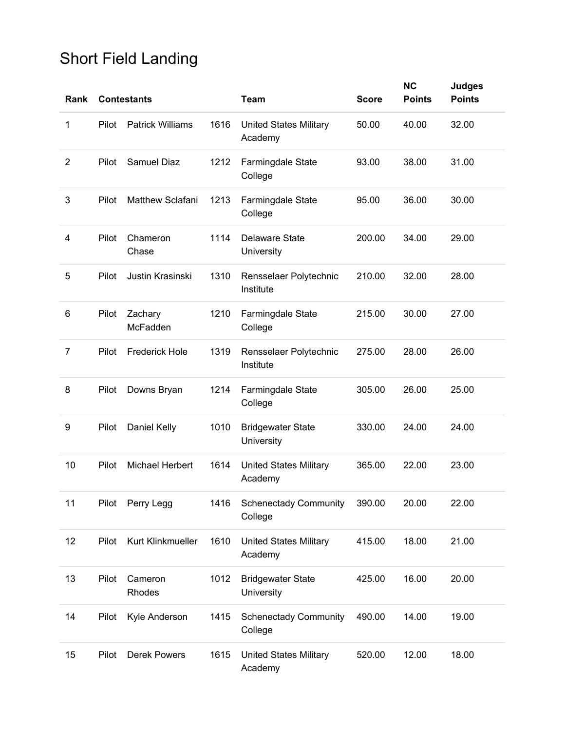# Short Field Landing

| Rank | Contestants | | | Team | Score | NC Points | Judges Points |
|---|---|---|---|---|---|---|---|
| 1 | Pilot | Patrick Williams | 1616 | United States Military Academy | 50.00 | 40.00 | 32.00 |
| 2 | Pilot | Samuel Diaz | 1212 | Farmingdale State College | 93.00 | 38.00 | 31.00 |
| 3 | Pilot | Matthew Sclafani | 1213 | Farmingdale State College | 95.00 | 36.00 | 30.00 |
| 4 | Pilot | Chameron Chase | 1114 | Delaware State University | 200.00 | 34.00 | 29.00 |
| 5 | Pilot | Justin Krasinski | 1310 | Rensselaer Polytechnic Institute | 210.00 | 32.00 | 28.00 |
| 6 | Pilot | Zachary McFadden | 1210 | Farmingdale State College | 215.00 | 30.00 | 27.00 |
| 7 | Pilot | Frederick Hole | 1319 | Rensselaer Polytechnic Institute | 275.00 | 28.00 | 26.00 |
| 8 | Pilot | Downs Bryan | 1214 | Farmingdale State College | 305.00 | 26.00 | 25.00 |
| 9 | Pilot | Daniel Kelly | 1010 | Bridgewater State University | 330.00 | 24.00 | 24.00 |
| 10 | Pilot | Michael Herbert | 1614 | United States Military Academy | 365.00 | 22.00 | 23.00 |
| 11 | Pilot | Perry Legg | 1416 | Schenectady Community College | 390.00 | 20.00 | 22.00 |
| 12 | Pilot | Kurt Klinkmueller | 1610 | United States Military Academy | 415.00 | 18.00 | 21.00 |
| 13 | Pilot | Cameron Rhodes | 1012 | Bridgewater State University | 425.00 | 16.00 | 20.00 |
| 14 | Pilot | Kyle Anderson | 1415 | Schenectady Community College | 490.00 | 14.00 | 19.00 |
| 15 | Pilot | Derek Powers | 1615 | United States Military Academy | 520.00 | 12.00 | 18.00 |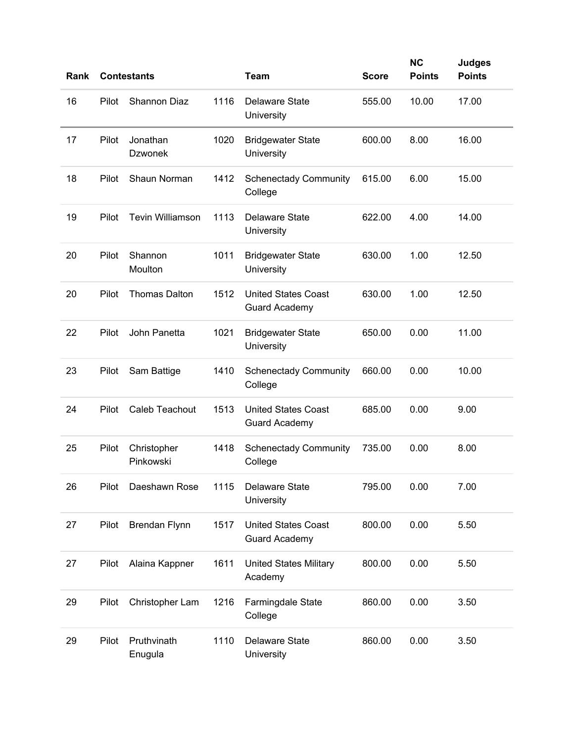| Rank | Contestants | | | Team | Score | NC Points | Judges Points |
|---|---|---|---|---|---|---|---|
| 16 | Pilot | Shannon Diaz | 1116 | Delaware State University | 555.00 | 10.00 | 17.00 |
| 17 | Pilot | Jonathan Dzwonek | 1020 | Bridgewater State University | 600.00 | 8.00 | 16.00 |
| 18 | Pilot | Shaun Norman | 1412 | Schenectady Community College | 615.00 | 6.00 | 15.00 |
| 19 | Pilot | Tevin Williamson | 1113 | Delaware State University | 622.00 | 4.00 | 14.00 |
| 20 | Pilot | Shannon Moulton | 1011 | Bridgewater State University | 630.00 | 1.00 | 12.50 |
| 20 | Pilot | Thomas Dalton | 1512 | United States Coast Guard Academy | 630.00 | 1.00 | 12.50 |
| 22 | Pilot | John Panetta | 1021 | Bridgewater State University | 650.00 | 0.00 | 11.00 |
| 23 | Pilot | Sam Battige | 1410 | Schenectady Community College | 660.00 | 0.00 | 10.00 |
| 24 | Pilot | Caleb Teachout | 1513 | United States Coast Guard Academy | 685.00 | 0.00 | 9.00 |
| 25 | Pilot | Christopher Pinkowski | 1418 | Schenectady Community College | 735.00 | 0.00 | 8.00 |
| 26 | Pilot | Daeshawn Rose | 1115 | Delaware State University | 795.00 | 0.00 | 7.00 |
| 27 | Pilot | Brendan Flynn | 1517 | United States Coast Guard Academy | 800.00 | 0.00 | 5.50 |
| 27 | Pilot | Alaina Kappner | 1611 | United States Military Academy | 800.00 | 0.00 | 5.50 |
| 29 | Pilot | Christopher Lam | 1216 | Farmingdale State College | 860.00 | 0.00 | 3.50 |
| 29 | Pilot | Pruthvinath Enugula | 1110 | Delaware State University | 860.00 | 0.00 | 3.50 |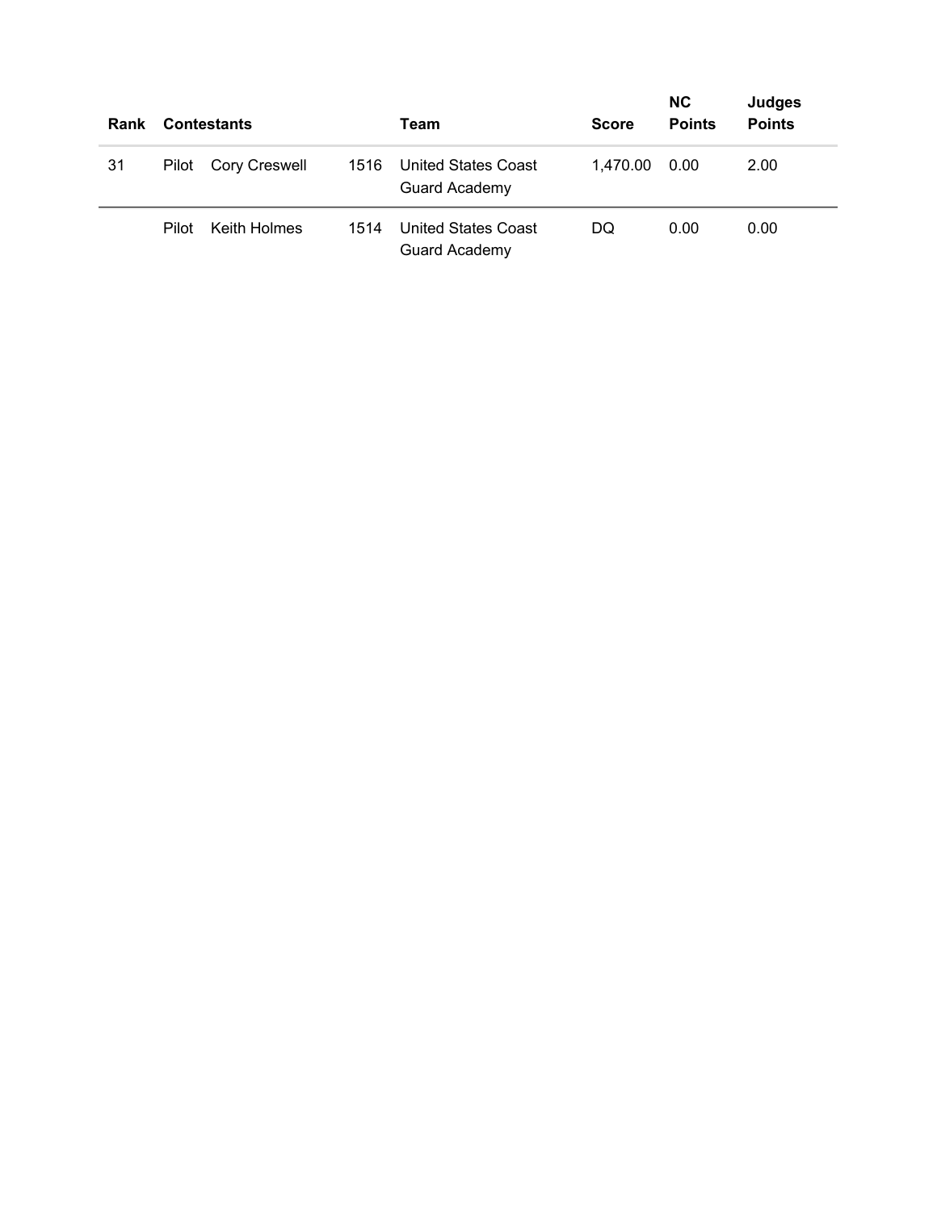| Rank | Contestants | | | Team | Score | NC Points | Judges Points |
|---|---|---|---|---|---|---|---|
| 31 | Pilot | Cory Creswell | 1516 | United States Coast Guard Academy | 1,470.00 | 0.00 | 2.00 |
| | Pilot | Keith Holmes | 1514 | United States Coast Guard Academy | DQ | 0.00 | 0.00 |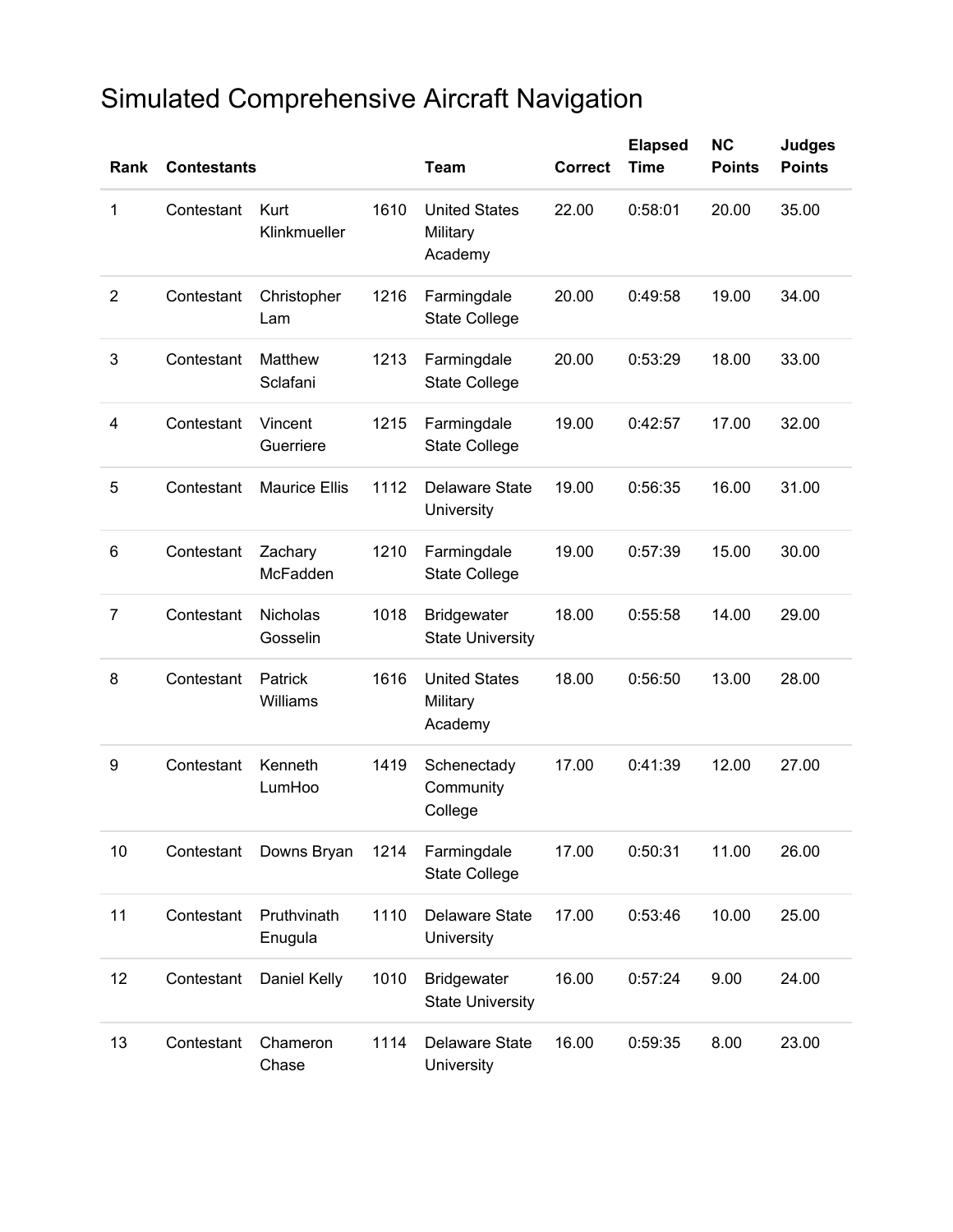# Simulated Comprehensive Aircraft Navigation

| Rank | Contestants | | | Team | Correct | Elapsed Time | NC Points | Judges Points |
|---|---|---|---|---|---|---|---|---|
| 1 | Contestant | Kurt Klinkmueller | 1610 | United States Military Academy | 22.00 | 0:58:01 | 20.00 | 35.00 |
| 2 | Contestant | Christopher Lam | 1216 | Farmingdale State College | 20.00 | 0:49:58 | 19.00 | 34.00 |
| 3 | Contestant | Matthew Sclafani | 1213 | Farmingdale State College | 20.00 | 0:53:29 | 18.00 | 33.00 |
| 4 | Contestant | Vincent Guerriere | 1215 | Farmingdale State College | 19.00 | 0:42:57 | 17.00 | 32.00 |
| 5 | Contestant | Maurice Ellis | 1112 | Delaware State University | 19.00 | 0:56:35 | 16.00 | 31.00 |
| 6 | Contestant | Zachary McFadden | 1210 | Farmingdale State College | 19.00 | 0:57:39 | 15.00 | 30.00 |
| 7 | Contestant | Nicholas Gosselin | 1018 | Bridgewater State University | 18.00 | 0:55:58 | 14.00 | 29.00 |
| 8 | Contestant | Patrick Williams | 1616 | United States Military Academy | 18.00 | 0:56:50 | 13.00 | 28.00 |
| 9 | Contestant | Kenneth LumHoo | 1419 | Schenectady Community College | 17.00 | 0:41:39 | 12.00 | 27.00 |
| 10 | Contestant | Downs Bryan | 1214 | Farmingdale State College | 17.00 | 0:50:31 | 11.00 | 26.00 |
| 11 | Contestant | Pruthvinath Enugula | 1110 | Delaware State University | 17.00 | 0:53:46 | 10.00 | 25.00 |
| 12 | Contestant | Daniel Kelly | 1010 | Bridgewater State University | 16.00 | 0:57:24 | 9.00 | 24.00 |
| 13 | Contestant | Chameron Chase | 1114 | Delaware State University | 16.00 | 0:59:35 | 8.00 | 23.00 |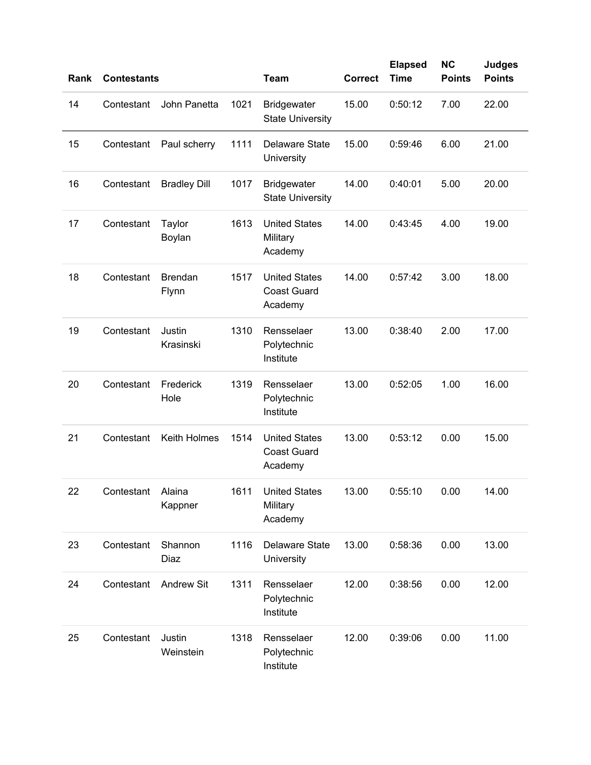| Rank | Contestants | | | Team | Correct | Elapsed Time | NC Points | Judges Points |
|---|---|---|---|---|---|---|---|---|
| 14 | Contestant | John Panetta | 1021 | Bridgewater State University | 15.00 | 0:50:12 | 7.00 | 22.00 |
| 15 | Contestant | Paul scherry | 1111 | Delaware State University | 15.00 | 0:59:46 | 6.00 | 21.00 |
| 16 | Contestant | Bradley Dill | 1017 | Bridgewater State University | 14.00 | 0:40:01 | 5.00 | 20.00 |
| 17 | Contestant | Taylor Boylan | 1613 | United States Military Academy | 14.00 | 0:43:45 | 4.00 | 19.00 |
| 18 | Contestant | Brendan Flynn | 1517 | United States Coast Guard Academy | 14.00 | 0:57:42 | 3.00 | 18.00 |
| 19 | Contestant | Justin Krasinski | 1310 | Rensselaer Polytechnic Institute | 13.00 | 0:38:40 | 2.00 | 17.00 |
| 20 | Contestant | Frederick Hole | 1319 | Rensselaer Polytechnic Institute | 13.00 | 0:52:05 | 1.00 | 16.00 |
| 21 | Contestant | Keith Holmes | 1514 | United States Coast Guard Academy | 13.00 | 0:53:12 | 0.00 | 15.00 |
| 22 | Contestant | Alaina Kappner | 1611 | United States Military Academy | 13.00 | 0:55:10 | 0.00 | 14.00 |
| 23 | Contestant | Shannon Diaz | 1116 | Delaware State University | 13.00 | 0:58:36 | 0.00 | 13.00 |
| 24 | Contestant | Andrew Sit | 1311 | Rensselaer Polytechnic Institute | 12.00 | 0:38:56 | 0.00 | 12.00 |
| 25 | Contestant | Justin Weinstein | 1318 | Rensselaer Polytechnic Institute | 12.00 | 0:39:06 | 0.00 | 11.00 |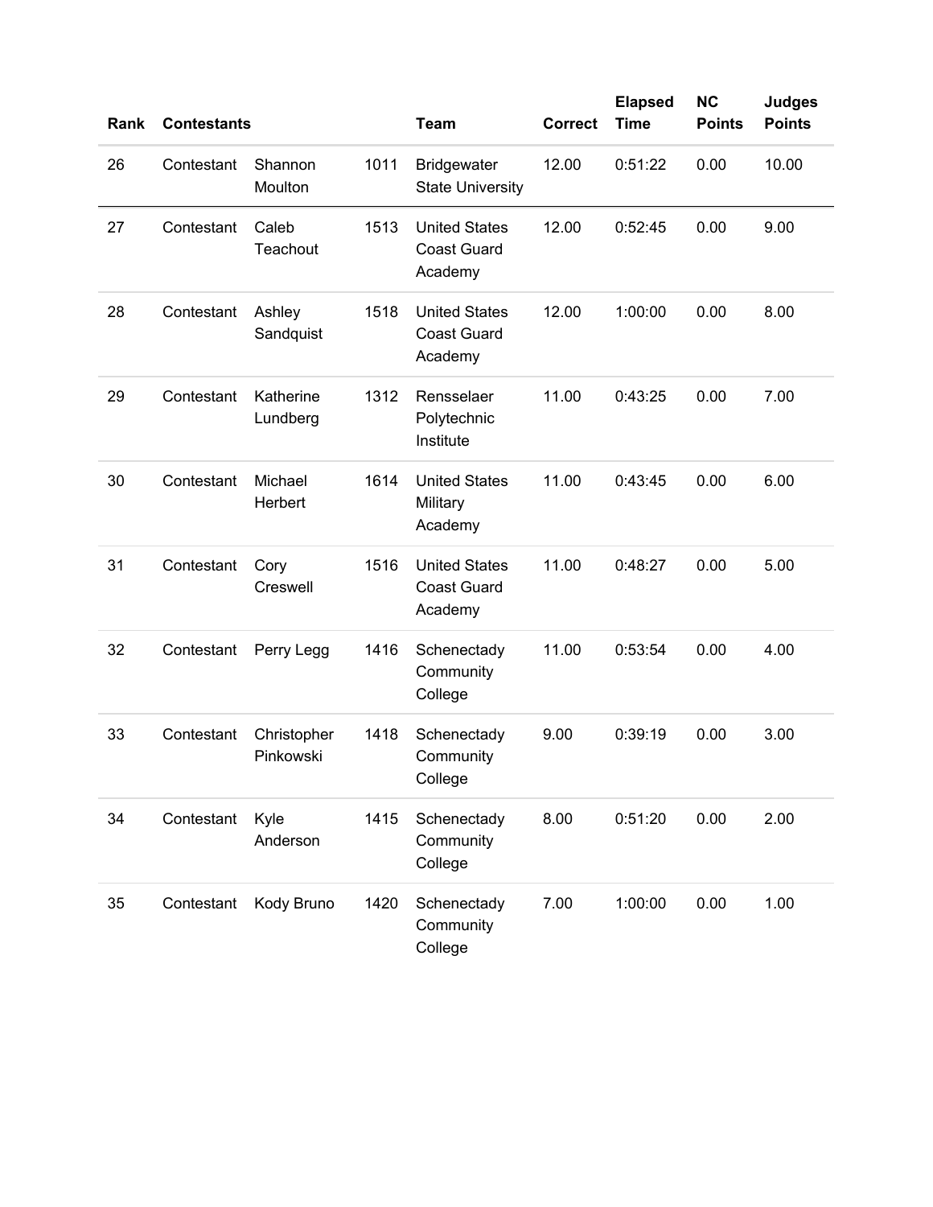| Rank | Contestants | | | Team | Correct | Elapsed Time | NC Points | Judges Points |
|---|---|---|---|---|---|---|---|---|
| 26 | Contestant | Shannon Moulton | 1011 | Bridgewater State University | 12.00 | 0:51:22 | 0.00 | 10.00 |
| 27 | Contestant | Caleb Teachout | 1513 | United States Coast Guard Academy | 12.00 | 0:52:45 | 0.00 | 9.00 |
| 28 | Contestant | Ashley Sandquist | 1518 | United States Coast Guard Academy | 12.00 | 1:00:00 | 0.00 | 8.00 |
| 29 | Contestant | Katherine Lundberg | 1312 | Rensselaer Polytechnic Institute | 11.00 | 0:43:25 | 0.00 | 7.00 |
| 30 | Contestant | Michael Herbert | 1614 | United States Military Academy | 11.00 | 0:43:45 | 0.00 | 6.00 |
| 31 | Contestant | Cory Creswell | 1516 | United States Coast Guard Academy | 11.00 | 0:48:27 | 0.00 | 5.00 |
| 32 | Contestant | Perry Legg | 1416 | Schenectady Community College | 11.00 | 0:53:54 | 0.00 | 4.00 |
| 33 | Contestant | Christopher Pinkowski | 1418 | Schenectady Community College | 9.00 | 0:39:19 | 0.00 | 3.00 |
| 34 | Contestant | Kyle Anderson | 1415 | Schenectady Community College | 8.00 | 0:51:20 | 0.00 | 2.00 |
| 35 | Contestant | Kody Bruno | 1420 | Schenectady Community College | 7.00 | 1:00:00 | 0.00 | 1.00 |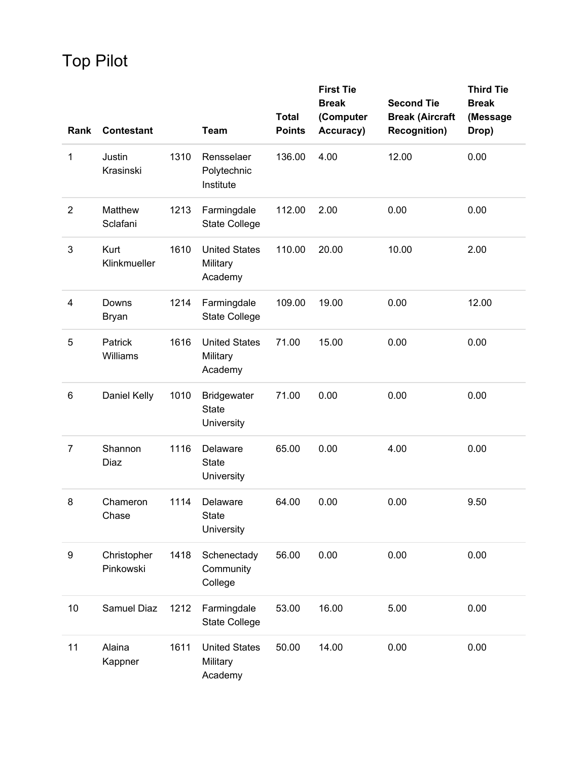# Top Pilot

| Rank | Contestant | | Team | Total Points | First Tie Break (Computer Accuracy) | Second Tie Break (Aircraft Recognition) | Third Tie Break (Message Drop) |
|---|---|---|---|---|---|---|---|
| 1 | Justin Krasinski | 1310 | Rensselaer Polytechnic Institute | 136.00 | 4.00 | 12.00 | 0.00 |
| 2 | Matthew Sclafani | 1213 | Farmingdale State College | 112.00 | 2.00 | 0.00 | 0.00 |
| 3 | Kurt Klinkmueller | 1610 | United States Military Academy | 110.00 | 20.00 | 10.00 | 2.00 |
| 4 | Downs Bryan | 1214 | Farmingdale State College | 109.00 | 19.00 | 0.00 | 12.00 |
| 5 | Patrick Williams | 1616 | United States Military Academy | 71.00 | 15.00 | 0.00 | 0.00 |
| 6 | Daniel Kelly | 1010 | Bridgewater State University | 71.00 | 0.00 | 0.00 | 0.00 |
| 7 | Shannon Diaz | 1116 | Delaware State University | 65.00 | 0.00 | 4.00 | 0.00 |
| 8 | Chameron Chase | 1114 | Delaware State University | 64.00 | 0.00 | 0.00 | 9.50 |
| 9 | Christopher Pinkowski | 1418 | Schenectady Community College | 56.00 | 0.00 | 0.00 | 0.00 |
| 10 | Samuel Diaz | 1212 | Farmingdale State College | 53.00 | 16.00 | 5.00 | 0.00 |
| 11 | Alaina Kappner | 1611 | United States Military Academy | 50.00 | 14.00 | 0.00 | 0.00 |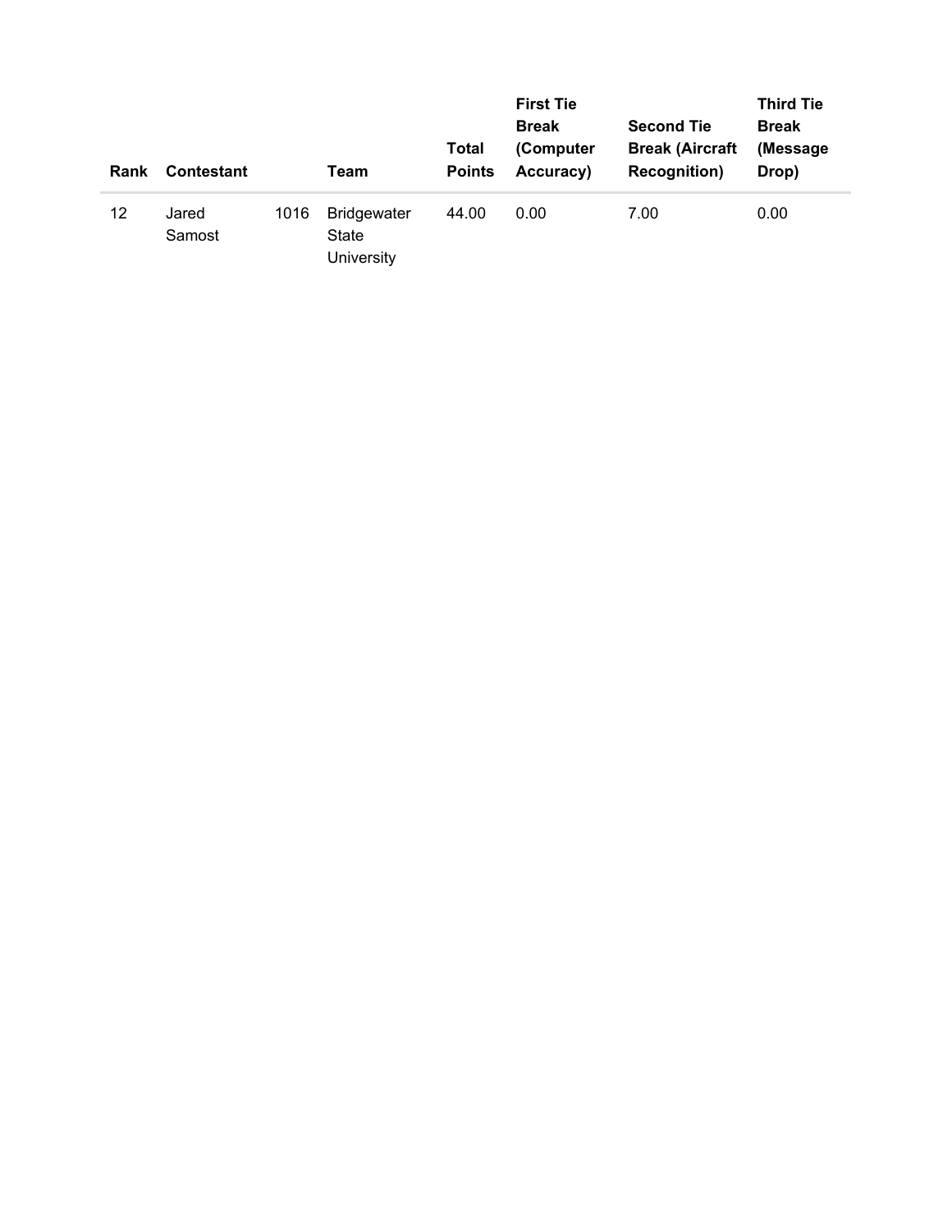| Rank | Contestant | | Team | Total Points | First Tie Break (Computer Accuracy) | Second Tie Break (Aircraft Recognition) | Third Tie Break (Message Drop) |
|---|---|---|---|---|---|---|---|
| 12 | Jared Samost | 1016 | Bridgewater State University | 44.00 | 0.00 | 7.00 | 0.00 |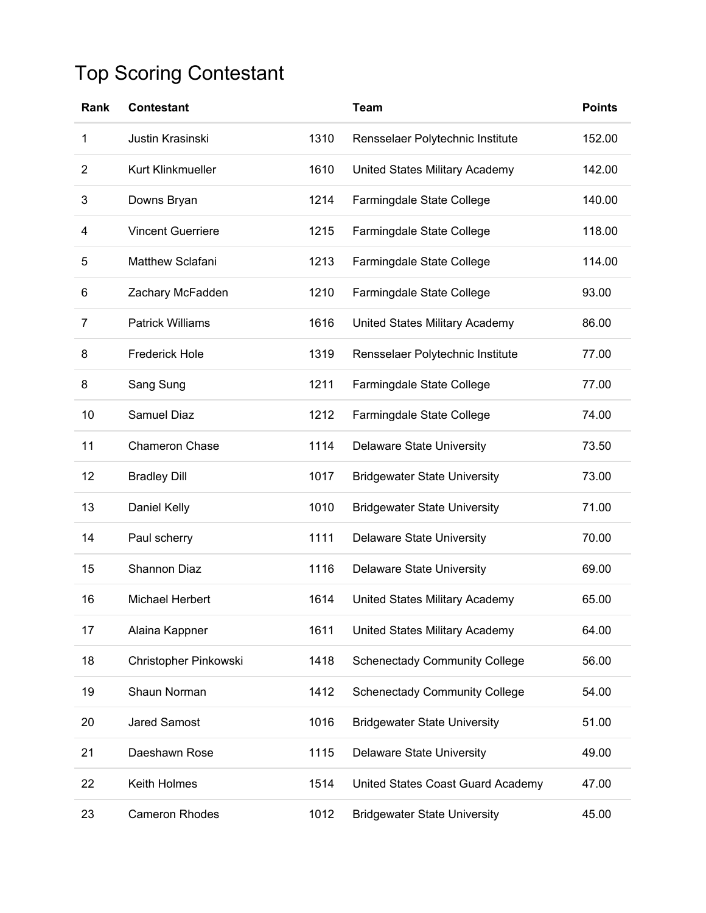## Top Scoring Contestant

| Rank | Contestant | | Team | Points |
|---|---|---|---|---|
| 1 | Justin Krasinski | 1310 | Rensselaer Polytechnic Institute | 152.00 |
| 2 | Kurt Klinkmueller | 1610 | United States Military Academy | 142.00 |
| 3 | Downs Bryan | 1214 | Farmingdale State College | 140.00 |
| 4 | Vincent Guerriere | 1215 | Farmingdale State College | 118.00 |
| 5 | Matthew Sclafani | 1213 | Farmingdale State College | 114.00 |
| 6 | Zachary McFadden | 1210 | Farmingdale State College | 93.00 |
| 7 | Patrick Williams | 1616 | United States Military Academy | 86.00 |
| 8 | Frederick Hole | 1319 | Rensselaer Polytechnic Institute | 77.00 |
| 8 | Sang Sung | 1211 | Farmingdale State College | 77.00 |
| 10 | Samuel Diaz | 1212 | Farmingdale State College | 74.00 |
| 11 | Chameron Chase | 1114 | Delaware State University | 73.50 |
| 12 | Bradley Dill | 1017 | Bridgewater State University | 73.00 |
| 13 | Daniel Kelly | 1010 | Bridgewater State University | 71.00 |
| 14 | Paul scherry | 1111 | Delaware State University | 70.00 |
| 15 | Shannon Diaz | 1116 | Delaware State University | 69.00 |
| 16 | Michael Herbert | 1614 | United States Military Academy | 65.00 |
| 17 | Alaina Kappner | 1611 | United States Military Academy | 64.00 |
| 18 | Christopher Pinkowski | 1418 | Schenectady Community College | 56.00 |
| 19 | Shaun Norman | 1412 | Schenectady Community College | 54.00 |
| 20 | Jared Samost | 1016 | Bridgewater State University | 51.00 |
| 21 | Daeshawn Rose | 1115 | Delaware State University | 49.00 |
| 22 | Keith Holmes | 1514 | United States Coast Guard Academy | 47.00 |
| 23 | Cameron Rhodes | 1012 | Bridgewater State University | 45.00 |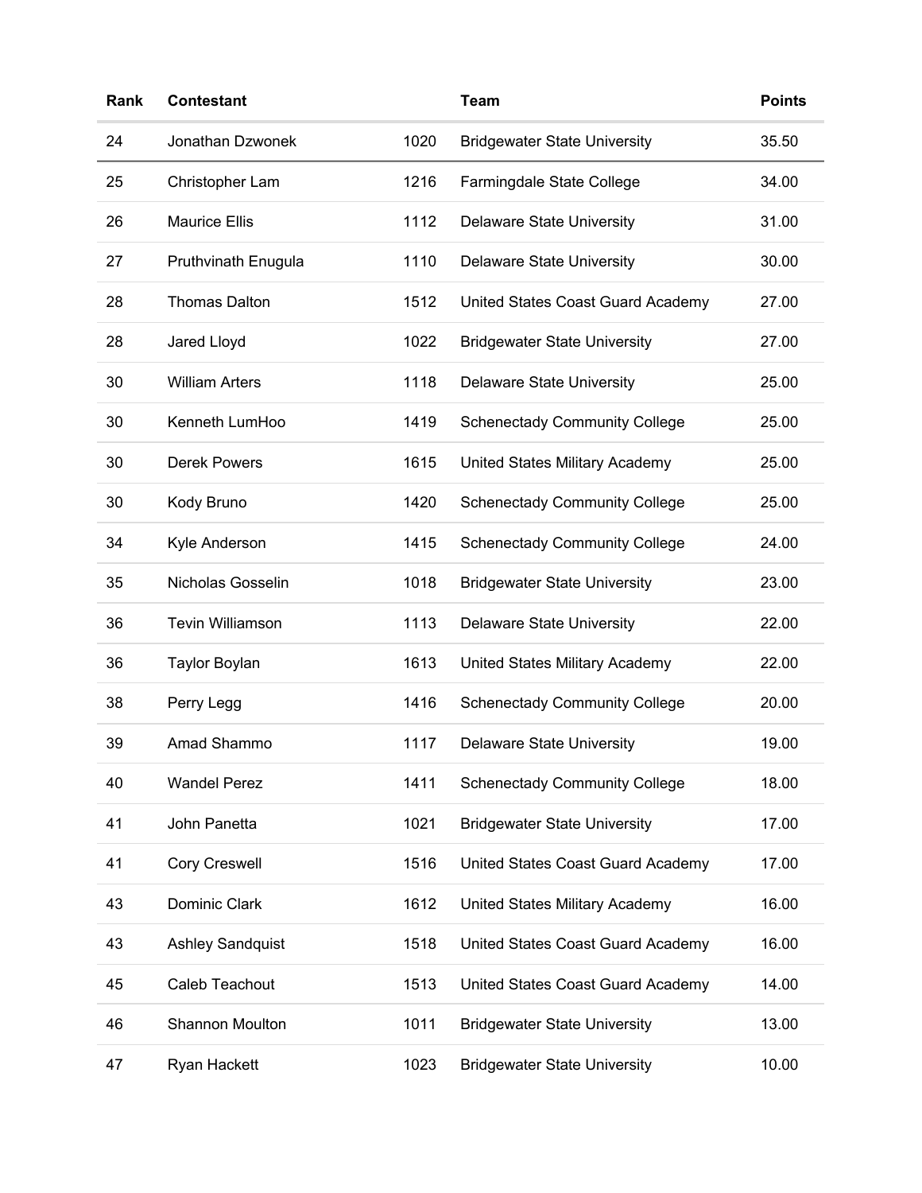| Rank | Contestant | | Team | Points |
|---|---|---|---|---|
| 24 | Jonathan Dzwonek | 1020 | Bridgewater State University | 35.50 |
| 25 | Christopher Lam | 1216 | Farmingdale State College | 34.00 |
| 26 | Maurice Ellis | 1112 | Delaware State University | 31.00 |
| 27 | Pruthvinath Enugula | 1110 | Delaware State University | 30.00 |
| 28 | Thomas Dalton | 1512 | United States Coast Guard Academy | 27.00 |
| 28 | Jared Lloyd | 1022 | Bridgewater State University | 27.00 |
| 30 | William Arters | 1118 | Delaware State University | 25.00 |
| 30 | Kenneth LumHoo | 1419 | Schenectady Community College | 25.00 |
| 30 | Derek Powers | 1615 | United States Military Academy | 25.00 |
| 30 | Kody Bruno | 1420 | Schenectady Community College | 25.00 |
| 34 | Kyle Anderson | 1415 | Schenectady Community College | 24.00 |
| 35 | Nicholas Gosselin | 1018 | Bridgewater State University | 23.00 |
| 36 | Tevin Williamson | 1113 | Delaware State University | 22.00 |
| 36 | Taylor Boylan | 1613 | United States Military Academy | 22.00 |
| 38 | Perry Legg | 1416 | Schenectady Community College | 20.00 |
| 39 | Amad Shammo | 1117 | Delaware State University | 19.00 |
| 40 | Wandel Perez | 1411 | Schenectady Community College | 18.00 |
| 41 | John Panetta | 1021 | Bridgewater State University | 17.00 |
| 41 | Cory Creswell | 1516 | United States Coast Guard Academy | 17.00 |
| 43 | Dominic Clark | 1612 | United States Military Academy | 16.00 |
| 43 | Ashley Sandquist | 1518 | United States Coast Guard Academy | 16.00 |
| 45 | Caleb Teachout | 1513 | United States Coast Guard Academy | 14.00 |
| 46 | Shannon Moulton | 1011 | Bridgewater State University | 13.00 |
| 47 | Ryan Hackett | 1023 | Bridgewater State University | 10.00 |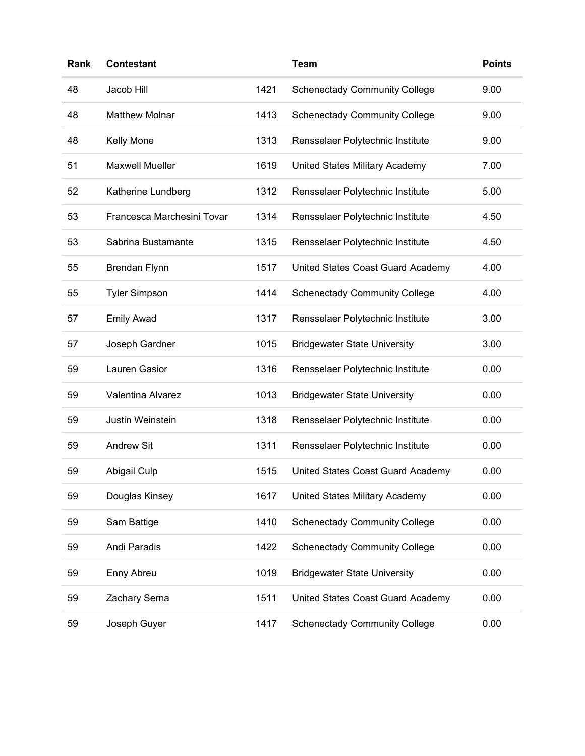| Rank | Contestant | | Team | Points |
|---|---|---|---|---|
| 48 | Jacob Hill | 1421 | Schenectady Community College | 9.00 |
| 48 | Matthew Molnar | 1413 | Schenectady Community College | 9.00 |
| 48 | Kelly Mone | 1313 | Rensselaer Polytechnic Institute | 9.00 |
| 51 | Maxwell Mueller | 1619 | United States Military Academy | 7.00 |
| 52 | Katherine Lundberg | 1312 | Rensselaer Polytechnic Institute | 5.00 |
| 53 | Francesca Marchesini Tovar | 1314 | Rensselaer Polytechnic Institute | 4.50 |
| 53 | Sabrina Bustamante | 1315 | Rensselaer Polytechnic Institute | 4.50 |
| 55 | Brendan Flynn | 1517 | United States Coast Guard Academy | 4.00 |
| 55 | Tyler Simpson | 1414 | Schenectady Community College | 4.00 |
| 57 | Emily Awad | 1317 | Rensselaer Polytechnic Institute | 3.00 |
| 57 | Joseph Gardner | 1015 | Bridgewater State University | 3.00 |
| 59 | Lauren Gasior | 1316 | Rensselaer Polytechnic Institute | 0.00 |
| 59 | Valentina Alvarez | 1013 | Bridgewater State University | 0.00 |
| 59 | Justin Weinstein | 1318 | Rensselaer Polytechnic Institute | 0.00 |
| 59 | Andrew Sit | 1311 | Rensselaer Polytechnic Institute | 0.00 |
| 59 | Abigail Culp | 1515 | United States Coast Guard Academy | 0.00 |
| 59 | Douglas Kinsey | 1617 | United States Military Academy | 0.00 |
| 59 | Sam Battige | 1410 | Schenectady Community College | 0.00 |
| 59 | Andi Paradis | 1422 | Schenectady Community College | 0.00 |
| 59 | Enny Abreu | 1019 | Bridgewater State University | 0.00 |
| 59 | Zachary Serna | 1511 | United States Coast Guard Academy | 0.00 |
| 59 | Joseph Guyer | 1417 | Schenectady Community College | 0.00 |